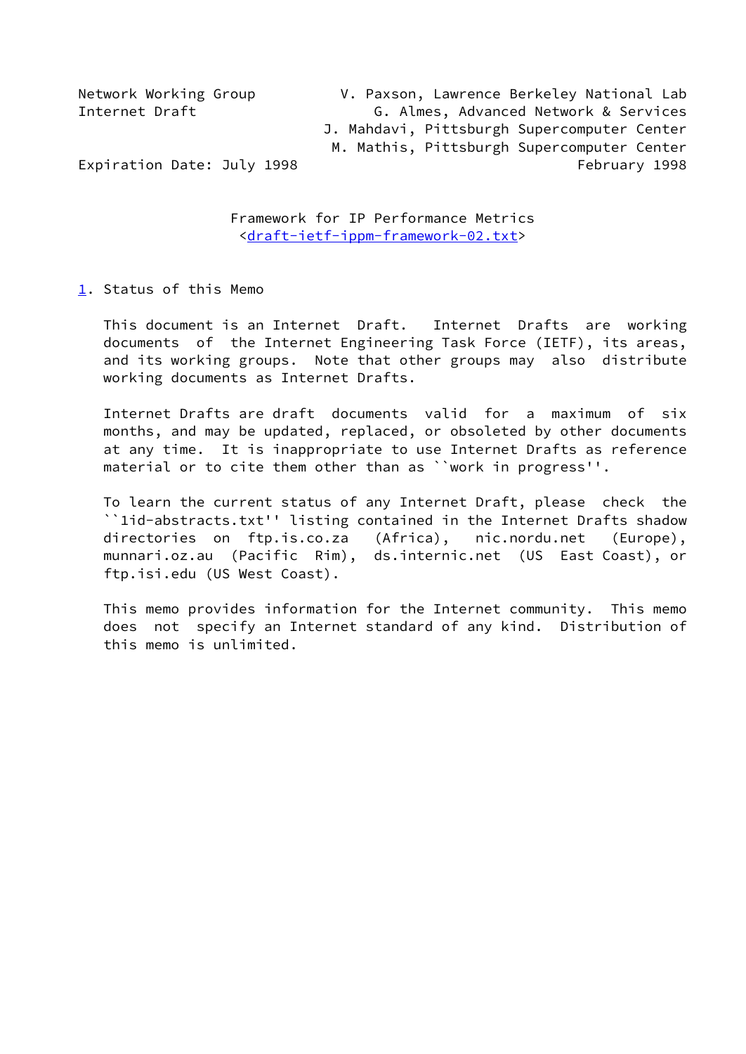Network Working Group V. Paxson, Lawrence Berkeley National Lab
Internet Draft G. Almes, Advanced Network & Services
J. Mahdavi, Pittsburgh Supercomputer Center
M. Mathis, Pittsburgh Supercomputer Center
Expiration Date: July 1998 February 1998

# Framework for IP Performance Metrics

<draft-ietf-ippm-framework-02.txt>

## 1. Status of this Memo

This document is an Internet Draft. Internet Drafts are working documents of the Internet Engineering Task Force (IETF), its areas, and its working groups. Note that other groups may also distribute working documents as Internet Drafts.

Internet Drafts are draft documents valid for a maximum of six months, and may be updated, replaced, or obsoleted by other documents at any time. It is inappropriate to use Internet Drafts as reference material or to cite them other than as ``work in progress''.

To learn the current status of any Internet Draft, please check the ``1id-abstracts.txt'' listing contained in the Internet Drafts shadow directories on ftp.is.co.za (Africa), nic.nordu.net (Europe), munnari.oz.au (Pacific Rim), ds.internic.net (US East Coast), or ftp.isi.edu (US West Coast).

This memo provides information for the Internet community. This memo does not specify an Internet standard of any kind. Distribution of this memo is unlimited.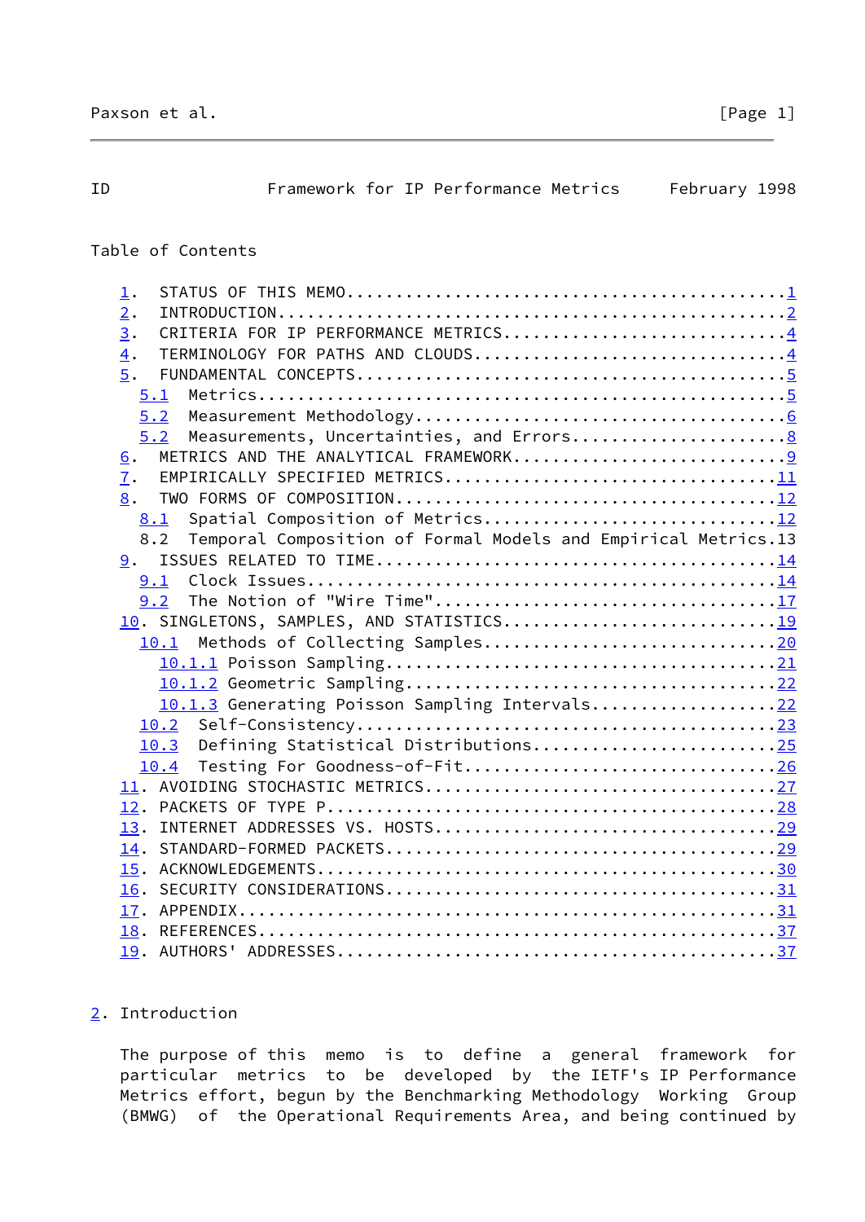Table of Contents

1. STATUS OF THIS MEMO.............................................1
2. INTRODUCTION..................................................2
3. CRITERIA FOR IP PERFORMANCE METRICS...........................4
4. TERMINOLOGY FOR PATHS AND CLOUDS..............................4
5. FUNDAMENTAL CONCEPTS..........................................5
   5.1 Metrics...................................................5
   5.2 Measurement Methodology...................................6
   5.2 Measurements, Uncertainties, and Errors...................8
6. METRICS AND THE ANALYTICAL FRAMEWORK..........................9
7. EMPIRICALLY SPECIFIED METRICS................................11
8. TWO FORMS OF COMPOSITION.....................................12
   8.1 Spatial Composition of Metrics...........................12
   8.2 Temporal Composition of Formal Models and Empirical Metrics.13
9. ISSUES RELATED TO TIME.......................................14
   9.1 Clock Issues.............................................14
   9.2 The Notion of "Wire Time"................................17
10. SINGLETONS, SAMPLES, AND STATISTICS.........................19
   10.1 Methods of Collecting Samples...........................20
      10.1.1 Poisson Sampling...................................21
      10.1.2 Geometric Sampling.................................22
      10.1.3 Generating Poisson Sampling Intervals..............22
   10.2 Self-Consistency........................................23
   10.3 Defining Statistical Distributions......................25
   10.4 Testing For Goodness-of-Fit.............................26
11. AVOIDING STOCHASTIC METRICS.................................27
12. PACKETS OF TYPE P...........................................28
13. INTERNET ADDRESSES VS. HOSTS................................29
14. STANDARD-FORMED PACKETS.....................................29
15. ACKNOWLEDGEMENTS............................................30
16. SECURITY CONSIDERATIONS.....................................31
17. APPENDIX....................................................31
18. REFERENCES..................................................37
19. AUTHORS' ADDRESSES..........................................37

## 2. Introduction

The purpose of this memo is to define a general framework for particular metrics to be developed by the IETF's IP Performance Metrics effort, begun by the Benchmarking Methodology Working Group (BMWG) of the Operational Requirements Area, and being continued by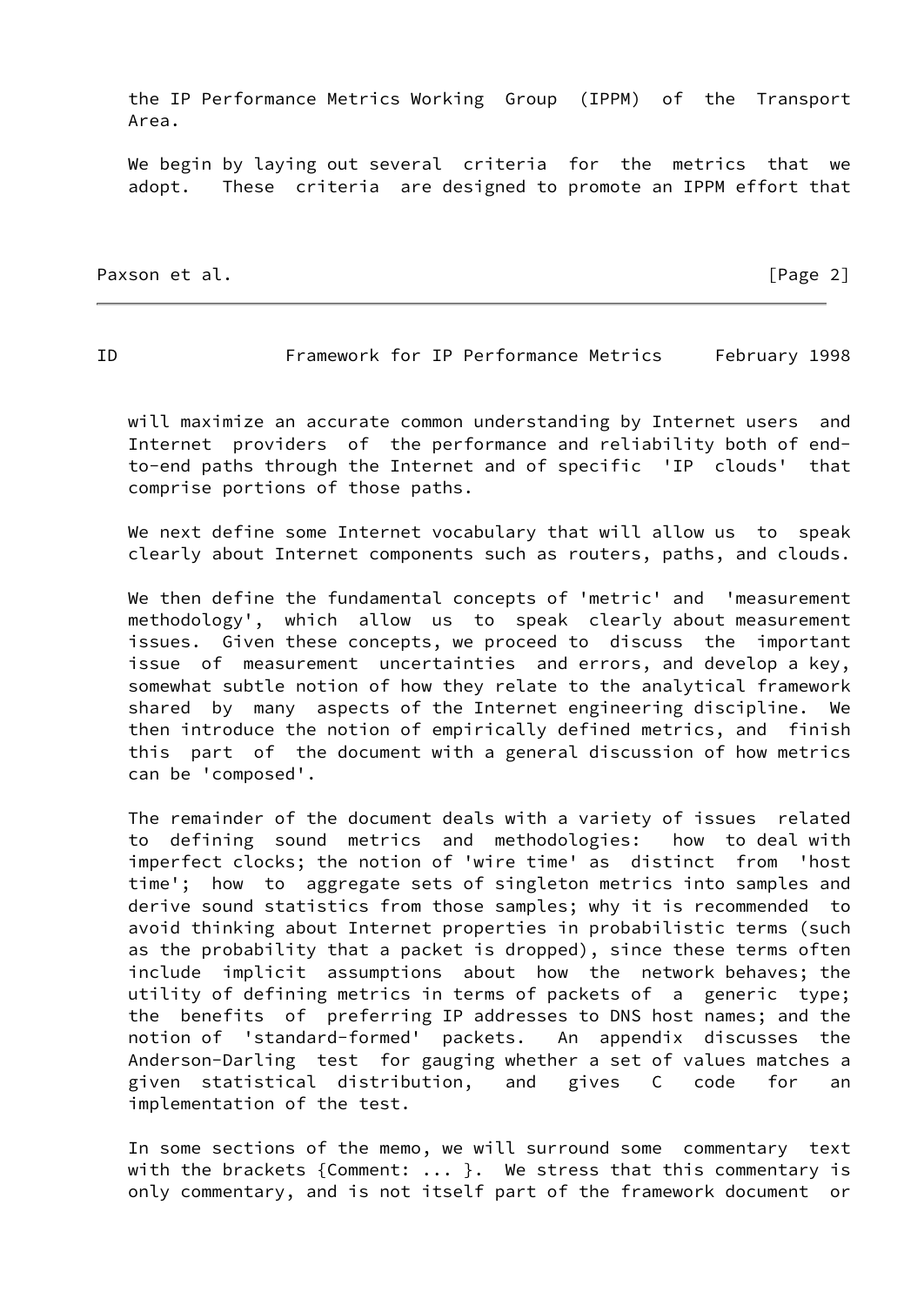the IP Performance Metrics Working Group (IPPM) of the Transport Area.

We begin by laying out several criteria for the metrics that we adopt. These criteria are designed to promote an IPPM effort that will maximize an accurate common understanding by Internet users and Internet providers of the performance and reliability both of end-to-end paths through the Internet and of specific 'IP clouds' that comprise portions of those paths.

We next define some Internet vocabulary that will allow us to speak clearly about Internet components such as routers, paths, and clouds.

We then define the fundamental concepts of 'metric' and 'measurement methodology', which allow us to speak clearly about measurement issues. Given these concepts, we proceed to discuss the important issue of measurement uncertainties and errors, and develop a key, somewhat subtle notion of how they relate to the analytical framework shared by many aspects of the Internet engineering discipline. We then introduce the notion of empirically defined metrics, and finish this part of the document with a general discussion of how metrics can be 'composed'.

The remainder of the document deals with a variety of issues related to defining sound metrics and methodologies: how to deal with imperfect clocks; the notion of 'wire time' as distinct from 'host time'; how to aggregate sets of singleton metrics into samples and derive sound statistics from those samples; why it is recommended to avoid thinking about Internet properties in probabilistic terms (such as the probability that a packet is dropped), since these terms often include implicit assumptions about how the network behaves; the utility of defining metrics in terms of packets of a generic type; the benefits of preferring IP addresses to DNS host names; and the notion of 'standard-formed' packets. An appendix discusses the Anderson-Darling test for gauging whether a set of values matches a given statistical distribution, and gives C code for an implementation of the test.

In some sections of the memo, we will surround some commentary text with the brackets {Comment: ... }. We stress that this commentary is only commentary, and is not itself part of the framework document or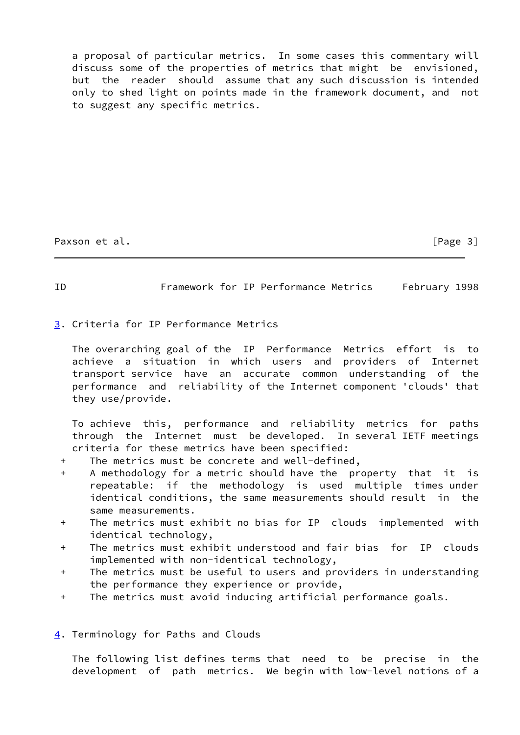a proposal of particular metrics. In some cases this commentary will discuss some of the properties of metrics that might be envisioned, but the reader should assume that any such discussion is intended only to shed light on points made in the framework document, and not to suggest any specific metrics.

## 3. Criteria for IP Performance Metrics

The overarching goal of the IP Performance Metrics effort is to achieve a situation in which users and providers of Internet transport service have an accurate common understanding of the performance and reliability of the Internet component 'clouds' that they use/provide.

To achieve this, performance and reliability metrics for paths through the Internet must be developed. In several IETF meetings criteria for these metrics have been specified:

+ The metrics must be concrete and well-defined,
+ A methodology for a metric should have the property that it is repeatable: if the methodology is used multiple times under identical conditions, the same measurements should result in the same measurements.
+ The metrics must exhibit no bias for IP clouds implemented with identical technology,
+ The metrics must exhibit understood and fair bias for IP clouds implemented with non-identical technology,
+ The metrics must be useful to users and providers in understanding the performance they experience or provide,
+ The metrics must avoid inducing artificial performance goals.

## 4. Terminology for Paths and Clouds

The following list defines terms that need to be precise in the development of path metrics. We begin with low-level notions of a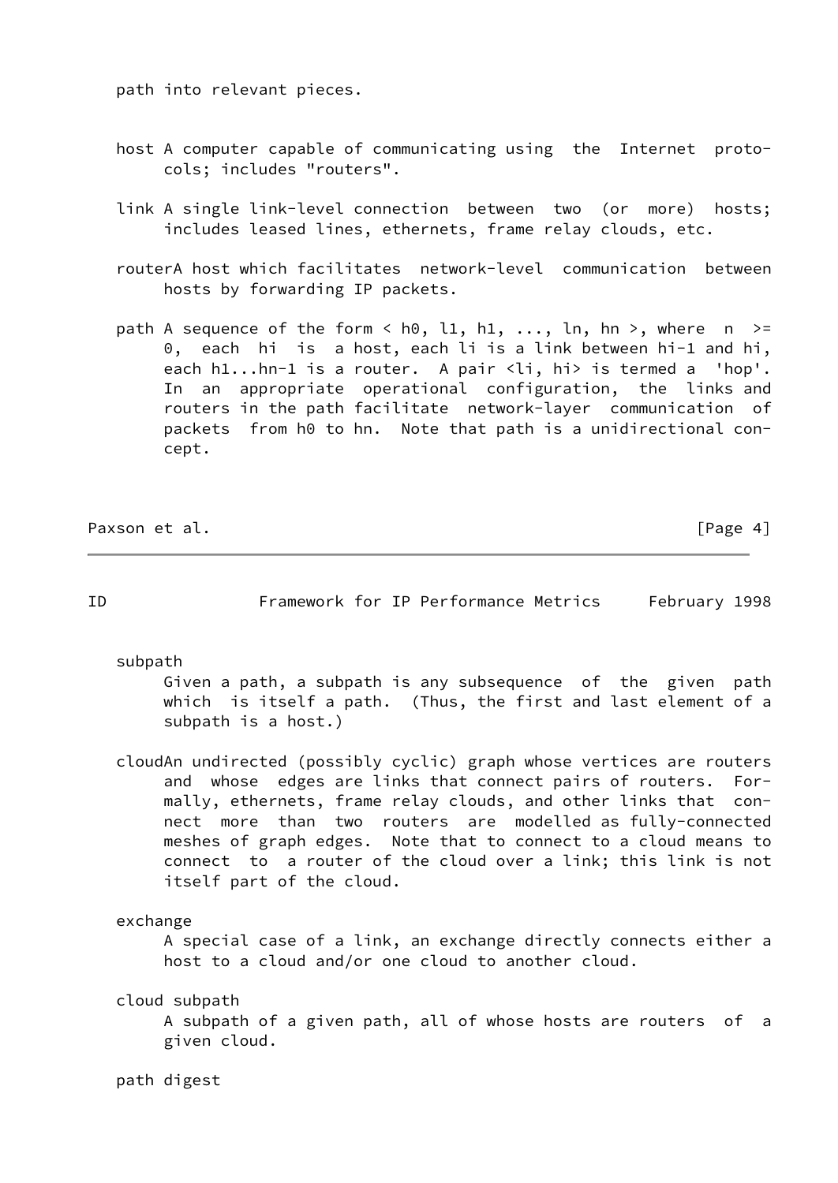path into relevant pieces.

**host** A computer capable of communicating using the Internet protocols; includes "routers".

**link** A single link-level connection between two (or more) hosts; includes leased lines, ethernets, frame relay clouds, etc.

**router** A host which facilitates network-level communication between hosts by forwarding IP packets.

**path** A sequence of the form < h0, l1, h1, ..., ln, hn >, where n >= 0, each hi is a host, each li is a link between hi-1 and hi, each h1...hn-1 is a router. A pair <li, hi> is termed a 'hop'. In an appropriate operational configuration, the links and routers in the path facilitate network-layer communication of packets from h0 to hn. Note that path is a unidirectional concept.

**subpath**
Given a path, a subpath is any subsequence of the given path which is itself a path. (Thus, the first and last element of a subpath is a host.)

**cloud** An undirected (possibly cyclic) graph whose vertices are routers and whose edges are links that connect pairs of routers. Formally, ethernets, frame relay clouds, and other links that connect more than two routers are modelled as fully-connected meshes of graph edges. Note that to connect to a cloud means to connect to a router of the cloud over a link; this link is not itself part of the cloud.

**exchange**
A special case of a link, an exchange directly connects either a host to a cloud and/or one cloud to another cloud.

**cloud subpath**
A subpath of a given path, all of whose hosts are routers of a given cloud.

**path digest**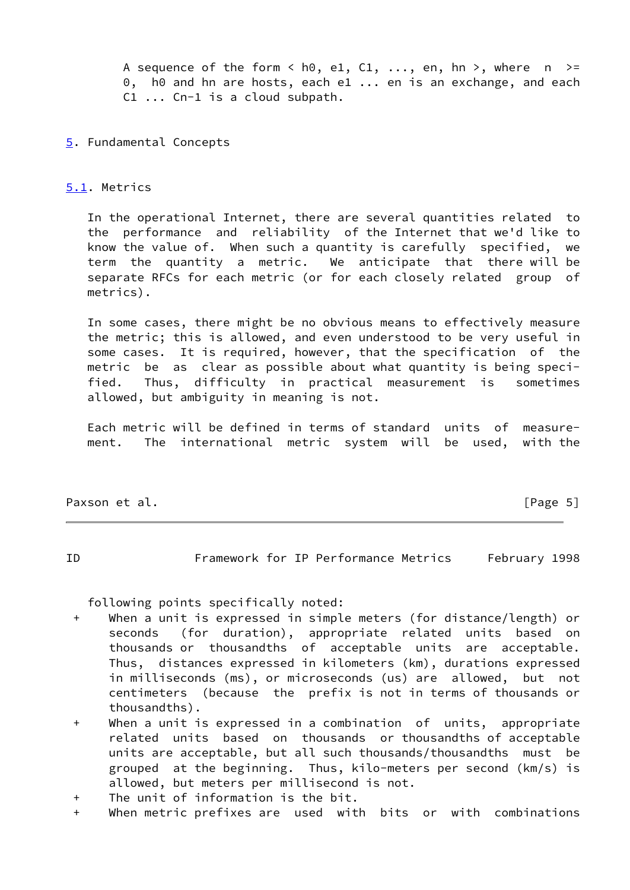A sequence of the form < $h_0$, $e_1$, $C_1$, ..., $e_n$, $h_n$ >, where $n >= 0$, $h_0$ and $h_n$ are hosts, each $e_1$ ... $e_n$ is an exchange, and each $C_1$ ... $C_{n-1}$ is a cloud subpath.

## 5. Fundamental Concepts

### 5.1. Metrics

In the operational Internet, there are several quantities related to the performance and reliability of the Internet that we'd like to know the value of. When such a quantity is carefully specified, we term the quantity a metric. We anticipate that there will be separate RFCs for each metric (or for each closely related group of metrics).

In some cases, there might be no obvious means to effectively measure the metric; this is allowed, and even understood to be very useful in some cases. It is required, however, that the specification of the metric be as clear as possible about what quantity is being specified. Thus, difficulty in practical measurement is sometimes allowed, but ambiguity in meaning is not.

Each metric will be defined in terms of standard units of measurement. The international metric system will be used, with the following points specifically noted:

+ When a unit is expressed in simple meters (for distance/length) or seconds (for duration), appropriate related units based on thousands or thousandths of acceptable units are acceptable. Thus, distances expressed in kilometers (km), durations expressed in milliseconds (ms), or microseconds (us) are allowed, but not centimeters (because the prefix is not in terms of thousands or thousandths).
+ When a unit is expressed in a combination of units, appropriate related units based on thousands or thousandths of acceptable units are acceptable, but all such thousands/thousandths must be grouped at the beginning. Thus, kilo-meters per second (km/s) is allowed, but meters per millisecond is not.
+ The unit of information is the bit.
+ When metric prefixes are used with bits or with combinations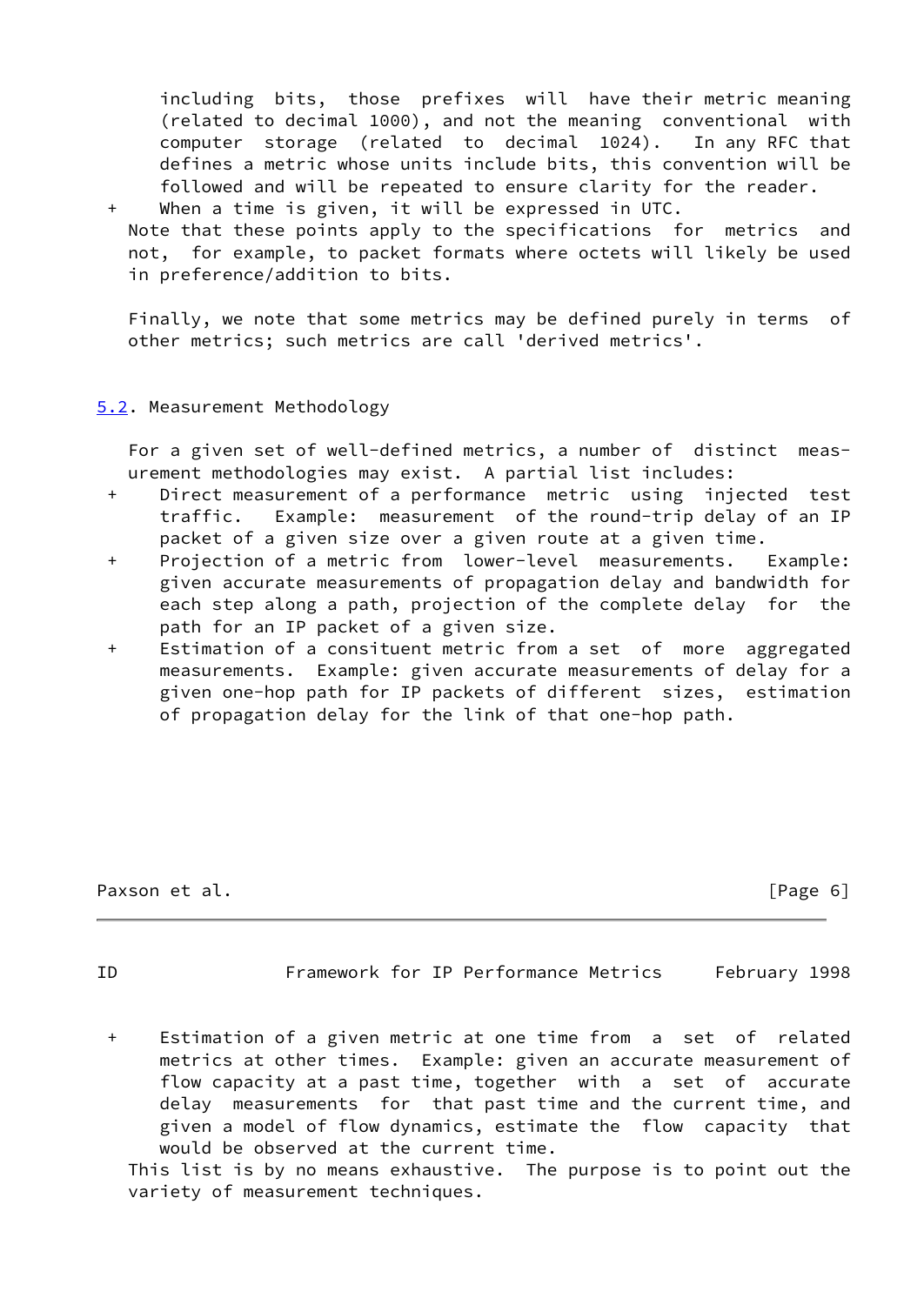including bits, those prefixes will have their metric meaning (related to decimal 1000), and not the meaning conventional with computer storage (related to decimal 1024). In any RFC that defines a metric whose units include bits, this convention will be followed and will be repeated to ensure clarity for the reader.

+ When a time is given, it will be expressed in UTC.

Note that these points apply to the specifications for metrics and not, for example, to packet formats where octets will likely be used in preference/addition to bits.

Finally, we note that some metrics may be defined purely in terms of other metrics; such metrics are call 'derived metrics'.

## 5.2. Measurement Methodology

For a given set of well-defined metrics, a number of distinct measurement methodologies may exist. A partial list includes:

+ Direct measurement of a performance metric using injected test traffic. Example: measurement of the round-trip delay of an IP packet of a given size over a given route at a given time.
+ Projection of a metric from lower-level measurements. Example: given accurate measurements of propagation delay and bandwidth for each step along a path, projection of the complete delay for the path for an IP packet of a given size.
+ Estimation of a consituent metric from a set of more aggregated measurements. Example: given accurate measurements of delay for a given one-hop path for IP packets of different sizes, estimation of propagation delay for the link of that one-hop path.
+ Estimation of a given metric at one time from a set of related metrics at other times. Example: given an accurate measurement of flow capacity at a past time, together with a set of accurate delay measurements for that past time and the current time, and given a model of flow dynamics, estimate the flow capacity that would be observed at the current time.

This list is by no means exhaustive. The purpose is to point out the variety of measurement techniques.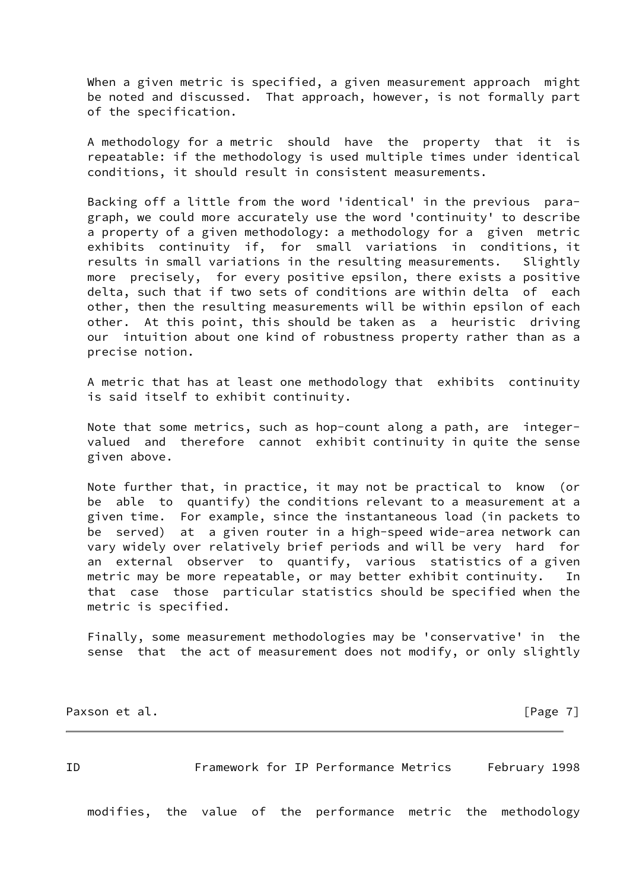When a given metric is specified, a given measurement approach might be noted and discussed. That approach, however, is not formally part of the specification.

A methodology for a metric should have the property that it is repeatable: if the methodology is used multiple times under identical conditions, it should result in consistent measurements.

Backing off a little from the word 'identical' in the previous paragraph, we could more accurately use the word 'continuity' to describe a property of a given methodology: a methodology for a given metric exhibits continuity if, for small variations in conditions, it results in small variations in the resulting measurements. Slightly more precisely, for every positive epsilon, there exists a positive delta, such that if two sets of conditions are within delta of each other, then the resulting measurements will be within epsilon of each other. At this point, this should be taken as a heuristic driving our intuition about one kind of robustness property rather than as a precise notion.

A metric that has at least one methodology that exhibits continuity is said itself to exhibit continuity.

Note that some metrics, such as hop-count along a path, are integer-valued and therefore cannot exhibit continuity in quite the sense given above.

Note further that, in practice, it may not be practical to know (or be able to quantify) the conditions relevant to a measurement at a given time. For example, since the instantaneous load (in packets to be served) at a given router in a high-speed wide-area network can vary widely over relatively brief periods and will be very hard for an external observer to quantify, various statistics of a given metric may be more repeatable, or may better exhibit continuity. In that case those particular statistics should be specified when the metric is specified.

Finally, some measurement methodologies may be 'conservative' in the sense that the act of measurement does not modify, or only slightly modifies, the value of the performance metric the methodology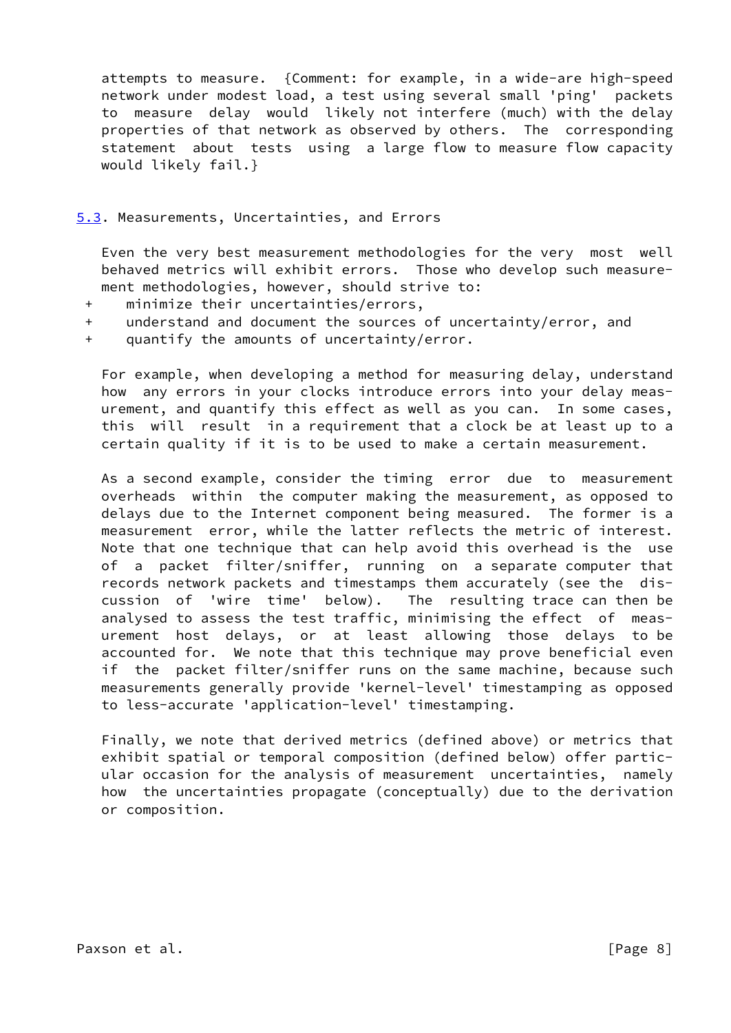attempts to measure. {Comment: for example, in a wide-are high-speed network under modest load, a test using several small 'ping' packets to measure delay would likely not interfere (much) with the delay properties of that network as observed by others. The corresponding statement about tests using a large flow to measure flow capacity would likely fail.}

## 5.3. Measurements, Uncertainties, and Errors

Even the very best measurement methodologies for the very most well behaved metrics will exhibit errors. Those who develop such measurement methodologies, however, should strive to:

+ minimize their uncertainties/errors,
+ understand and document the sources of uncertainty/error, and
+ quantify the amounts of uncertainty/error.

For example, when developing a method for measuring delay, understand how any errors in your clocks introduce errors into your delay measurement, and quantify this effect as well as you can. In some cases, this will result in a requirement that a clock be at least up to a certain quality if it is to be used to make a certain measurement.

As a second example, consider the timing error due to measurement overheads within the computer making the measurement, as opposed to delays due to the Internet component being measured. The former is a measurement error, while the latter reflects the metric of interest. Note that one technique that can help avoid this overhead is the use of a packet filter/sniffer, running on a separate computer that records network packets and timestamps them accurately (see the discussion of 'wire time' below). The resulting trace can then be analysed to assess the test traffic, minimising the effect of measurement host delays, or at least allowing those delays to be accounted for. We note that this technique may prove beneficial even if the packet filter/sniffer runs on the same machine, because such measurements generally provide 'kernel-level' timestamping as opposed to less-accurate 'application-level' timestamping.

Finally, we note that derived metrics (defined above) or metrics that exhibit spatial or temporal composition (defined below) offer particular occasion for the analysis of measurement uncertainties, namely how the uncertainties propagate (conceptually) due to the derivation or composition.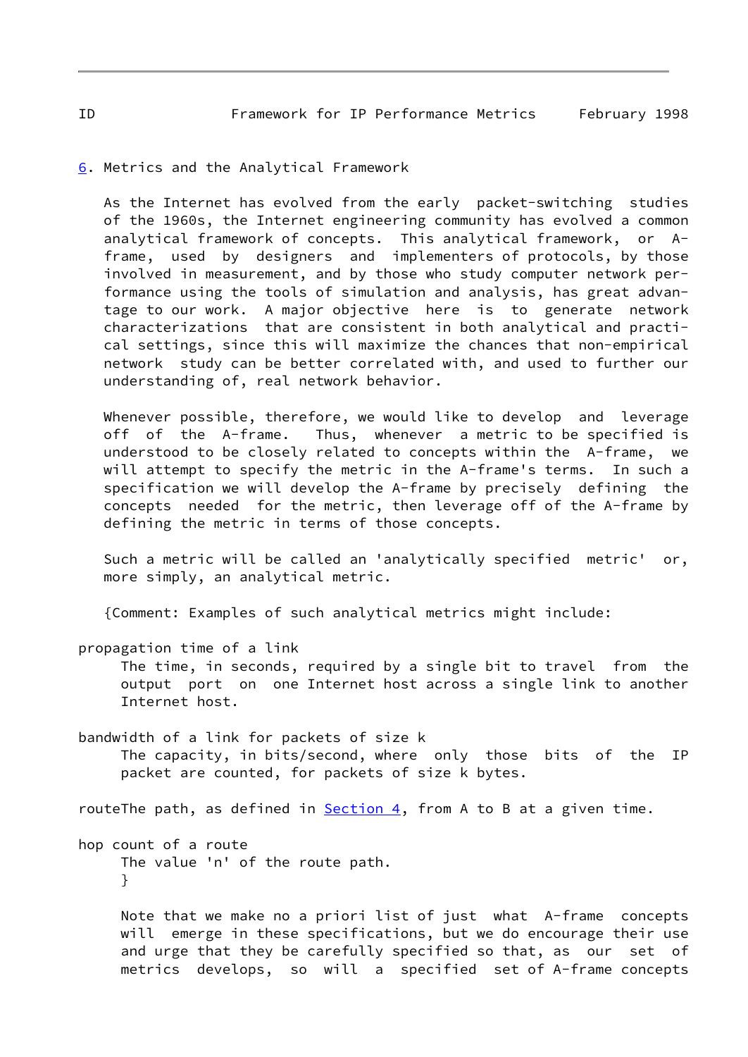## 6. Metrics and the Analytical Framework

As the Internet has evolved from the early packet-switching studies of the 1960s, the Internet engineering community has evolved a common analytical framework of concepts. This analytical framework, or A-frame, used by designers and implementers of protocols, by those involved in measurement, and by those who study computer network performance using the tools of simulation and analysis, has great advantage to our work. A major objective here is to generate network characterizations that are consistent in both analytical and practical settings, since this will maximize the chances that non-empirical network study can be better correlated with, and used to further our understanding of, real network behavior.

Whenever possible, therefore, we would like to develop and leverage off of the A-frame. Thus, whenever a metric to be specified is understood to be closely related to concepts within the A-frame, we will attempt to specify the metric in the A-frame's terms. In such a specification we will develop the A-frame by precisely defining the concepts needed for the metric, then leverage off of the A-frame by defining the metric in terms of those concepts.

Such a metric will be called an 'analytically specified metric' or, more simply, an analytical metric.

{Comment: Examples of such analytical metrics might include:

propagation time of a link
: The time, in seconds, required by a single bit to travel from the output port on one Internet host across a single link to another Internet host.

bandwidth of a link for packets of size k
: The capacity, in bits/second, where only those bits of the IP packet are counted, for packets of size k bytes.

routeThe path, as defined in Section 4, from A to B at a given time.

hop count of a route
: The value 'n' of the route path.
}

Note that we make no a priori list of just what A-frame concepts will emerge in these specifications, but we do encourage their use and urge that they be carefully specified so that, as our set of metrics develops, so will a specified set of A-frame concepts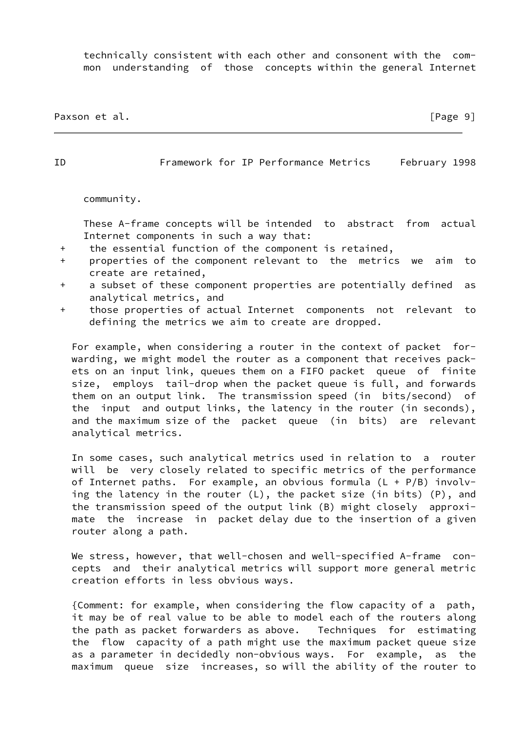technically consistent with each other and consonent with the common understanding of those concepts within the general Internet community.

These A-frame concepts will be intended to abstract from actual Internet components in such a way that:

+ the essential function of the component is retained,
+ properties of the component relevant to the metrics we aim to create are retained,
+ a subset of these component properties are potentially defined as analytical metrics, and
+ those properties of actual Internet components not relevant to defining the metrics we aim to create are dropped.

For example, when considering a router in the context of packet forwarding, we might model the router as a component that receives packets on an input link, queues them on a FIFO packet queue of finite size, employs tail-drop when the packet queue is full, and forwards them on an output link. The transmission speed (in bits/second) of the input and output links, the latency in the router (in seconds), and the maximum size of the packet queue (in bits) are relevant analytical metrics.

In some cases, such analytical metrics used in relation to a router will be very closely related to specific metrics of the performance of Internet paths. For example, an obvious formula $(L + P/B)$ involving the latency in the router $(L)$, the packet size (in bits) $(P)$, and the transmission speed of the output link $(B)$ might closely approximate the increase in packet delay due to the insertion of a given router along a path.

We stress, however, that well-chosen and well-specified A-frame concepts and their analytical metrics will support more general metric creation efforts in less obvious ways.

{Comment: for example, when considering the flow capacity of a path, it may be of real value to be able to model each of the routers along the path as packet forwarders as above. Techniques for estimating the flow capacity of a path might use the maximum packet queue size as a parameter in decidedly non-obvious ways. For example, as the maximum queue size increases, so will the ability of the router to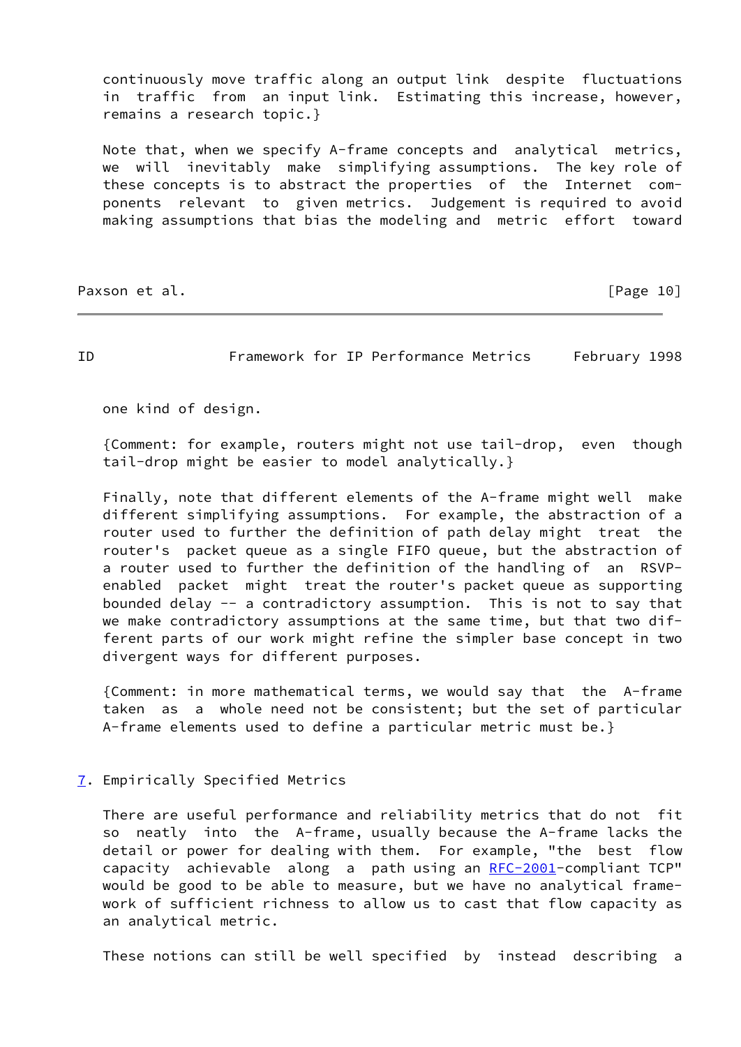continuously move traffic along an output link despite fluctuations in traffic from an input link. Estimating this increase, however, remains a research topic.}

Note that, when we specify A-frame concepts and analytical metrics, we will inevitably make simplifying assumptions. The key role of these concepts is to abstract the properties of the Internet components relevant to given metrics. Judgement is required to avoid making assumptions that bias the modeling and metric effort toward one kind of design.

{Comment: for example, routers might not use tail-drop, even though tail-drop might be easier to model analytically.}

Finally, note that different elements of the A-frame might well make different simplifying assumptions. For example, the abstraction of a router used to further the definition of path delay might treat the router's packet queue as a single FIFO queue, but the abstraction of a router used to further the definition of the handling of an RSVP-enabled packet might treat the router's packet queue as supporting bounded delay -- a contradictory assumption. This is not to say that we make contradictory assumptions at the same time, but that two different parts of our work might refine the simpler base concept in two divergent ways for different purposes.

{Comment: in more mathematical terms, we would say that the A-frame taken as a whole need not be consistent; but the set of particular A-frame elements used to define a particular metric must be.}

## 7. Empirically Specified Metrics

There are useful performance and reliability metrics that do not fit so neatly into the A-frame, usually because the A-frame lacks the detail or power for dealing with them. For example, "the best flow capacity achievable along a path using an RFC-2001-compliant TCP" would be good to be able to measure, but we have no analytical framework of sufficient richness to allow us to cast that flow capacity as an analytical metric.

These notions can still be well specified by instead describing a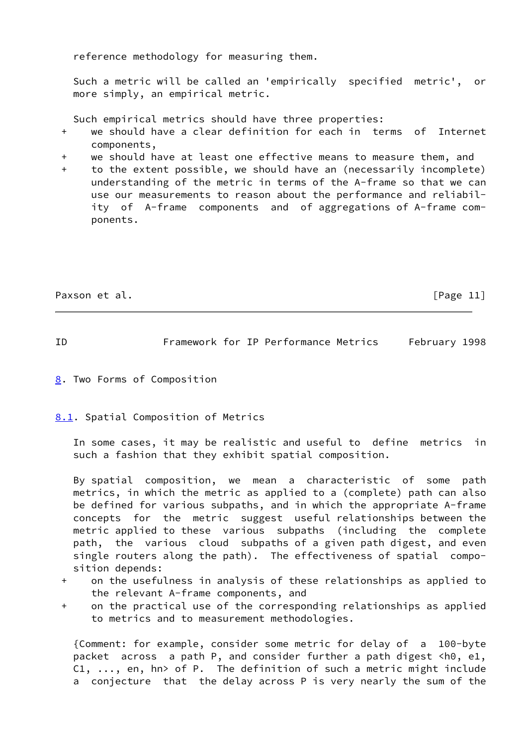reference methodology for measuring them.

Such a metric will be called an 'empirically specified metric', or more simply, an empirical metric.

Such empirical metrics should have three properties:

+ we should have a clear definition for each in terms of Internet components,
+ we should have at least one effective means to measure them, and
+ to the extent possible, we should have an (necessarily incomplete) understanding of the metric in terms of the A-frame so that we can use our measurements to reason about the performance and reliability of A-frame components and of aggregations of A-frame components.

## 8. Two Forms of Composition

### 8.1. Spatial Composition of Metrics

In some cases, it may be realistic and useful to define metrics in such a fashion that they exhibit spatial composition.

By spatial composition, we mean a characteristic of some path metrics, in which the metric as applied to a (complete) path can also be defined for various subpaths, and in which the appropriate A-frame concepts for the metric suggest useful relationships between the metric applied to these various subpaths (including the complete path, the various cloud subpaths of a given path digest, and even single routers along the path). The effectiveness of spatial composition depends:

+ on the usefulness in analysis of these relationships as applied to the relevant A-frame components, and
+ on the practical use of the corresponding relationships as applied to metrics and to measurement methodologies.

{Comment: for example, consider some metric for delay of a 100-byte packet across a path P, and consider further a path digest <h0, e1, C1, ..., en, hn> of P. The definition of such a metric might include a conjecture that the delay across P is very nearly the sum of the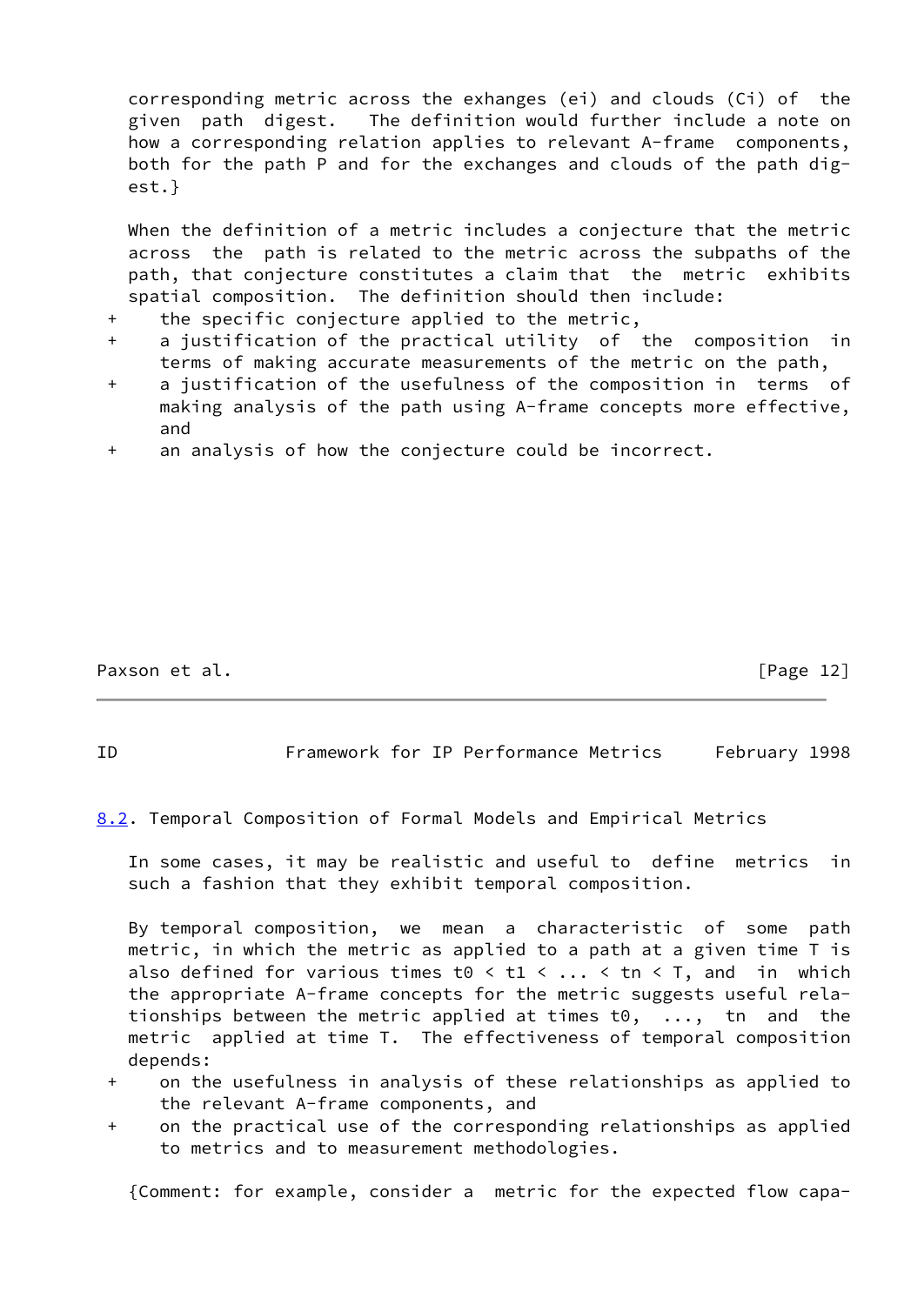corresponding metric across the exhanges (ei) and clouds (Ci) of the given path digest. The definition would further include a note on how a corresponding relation applies to relevant A-frame components, both for the path P and for the exchanges and clouds of the path digest.}

When the definition of a metric includes a conjecture that the metric across the path is related to the metric across the subpaths of the path, that conjecture constitutes a claim that the metric exhibits spatial composition. The definition should then include:

+ the specific conjecture applied to the metric,
+ a justification of the practical utility of the composition in terms of making accurate measurements of the metric on the path,
+ a justification of the usefulness of the composition in terms of making analysis of the path using A-frame concepts more effective, and
+ an analysis of how the conjecture could be incorrect.

## 8.2. Temporal Composition of Formal Models and Empirical Metrics

In some cases, it may be realistic and useful to define metrics in such a fashion that they exhibit temporal composition.

By temporal composition, we mean a characteristic of some path metric, in which the metric as applied to a path at a given time T is also defined for various times t0 < t1 < ... < tn < T, and in which the appropriate A-frame concepts for the metric suggests useful relationships between the metric applied at times t0, ..., tn and the metric applied at time T. The effectiveness of temporal composition depends:

+ on the usefulness in analysis of these relationships as applied to the relevant A-frame components, and
+ on the practical use of the corresponding relationships as applied to metrics and to measurement methodologies.

{Comment: for example, consider a metric for the expected flow capa-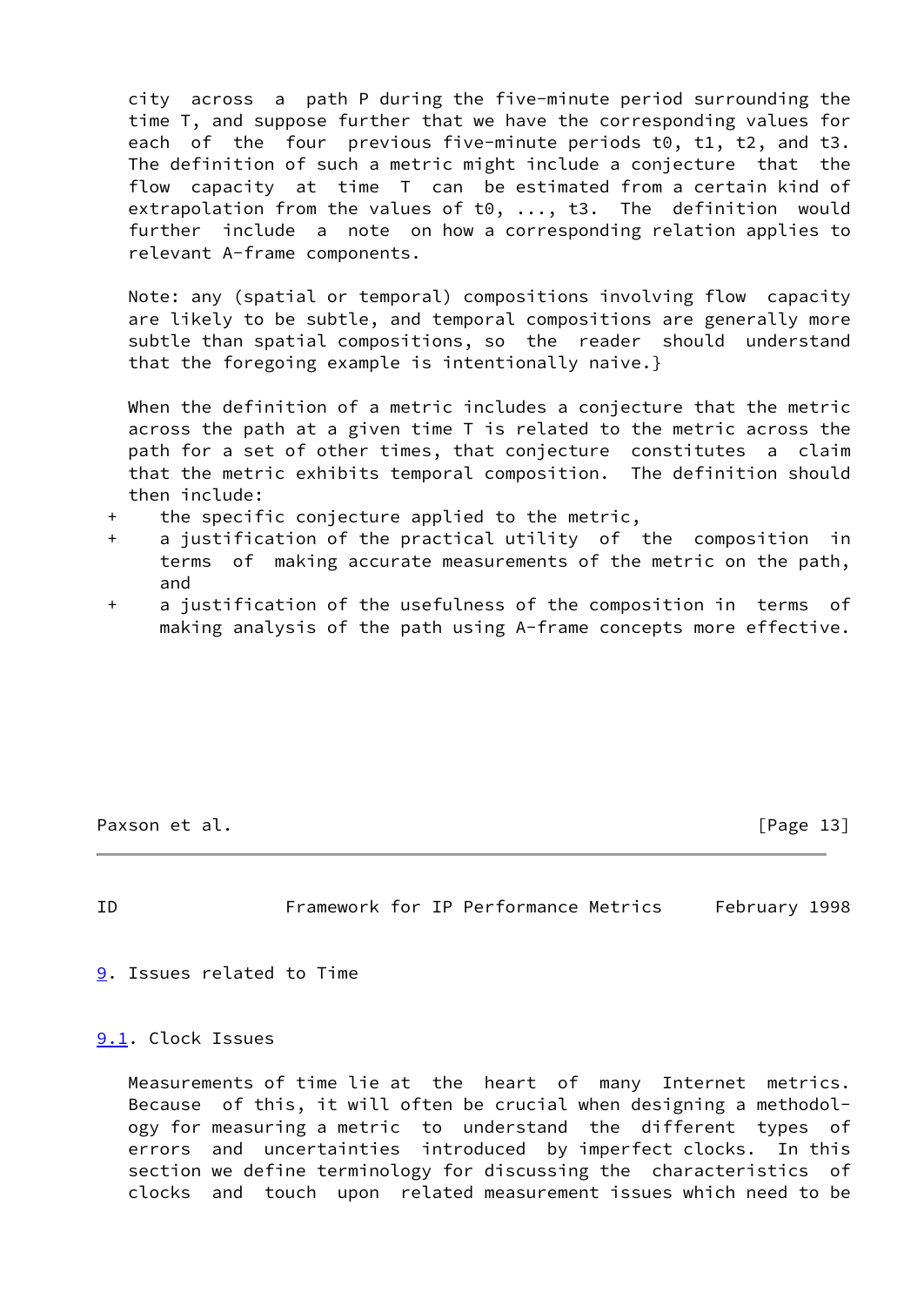city across a path P during the five-minute period surrounding the time T, and suppose further that we have the corresponding values for each of the four previous five-minute periods t0, t1, t2, and t3. The definition of such a metric might include a conjecture that the flow capacity at time T can be estimated from a certain kind of extrapolation from the values of t0, ..., t3. The definition would further include a note on how a corresponding relation applies to relevant A-frame components.

Note: any (spatial or temporal) compositions involving flow capacity are likely to be subtle, and temporal compositions are generally more subtle than spatial compositions, so the reader should understand that the foregoing example is intentionally naive.}

When the definition of a metric includes a conjecture that the metric across the path at a given time T is related to the metric across the path for a set of other times, that conjecture constitutes a claim that the metric exhibits temporal composition. The definition should then include:

+ the specific conjecture applied to the metric,
+ a justification of the practical utility of the composition in terms of making accurate measurements of the metric on the path, and
+ a justification of the usefulness of the composition in terms of making analysis of the path using A-frame concepts more effective.

## 9. Issues related to Time

### 9.1. Clock Issues

Measurements of time lie at the heart of many Internet metrics. Because of this, it will often be crucial when designing a methodology for measuring a metric to understand the different types of errors and uncertainties introduced by imperfect clocks. In this section we define terminology for discussing the characteristics of clocks and touch upon related measurement issues which need to be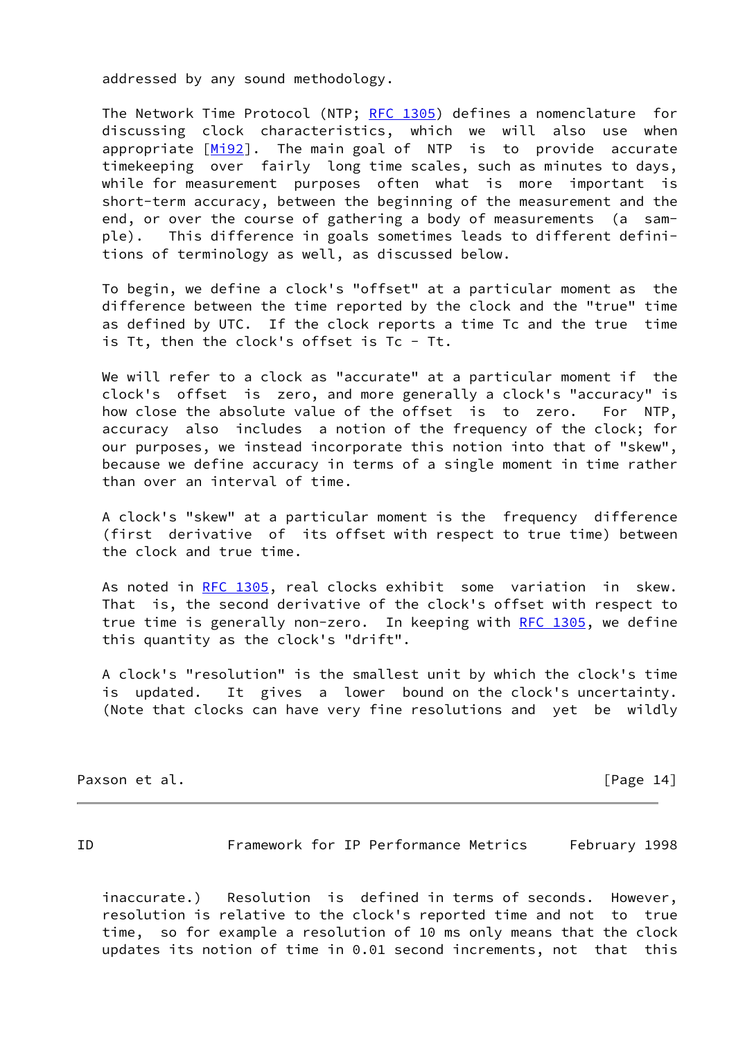addressed by any sound methodology.

The Network Time Protocol (NTP; RFC 1305) defines a nomenclature for discussing clock characteristics, which we will also use when appropriate [Mi92]. The main goal of NTP is to provide accurate timekeeping over fairly long time scales, such as minutes to days, while for measurement purposes often what is more important is short-term accuracy, between the beginning of the measurement and the end, or over the course of gathering a body of measurements (a sample). This difference in goals sometimes leads to different definitions of terminology as well, as discussed below.

To begin, we define a clock's "offset" at a particular moment as the difference between the time reported by the clock and the "true" time as defined by UTC. If the clock reports a time Tc and the true time is Tt, then the clock's offset is Tc - Tt.

We will refer to a clock as "accurate" at a particular moment if the clock's offset is zero, and more generally a clock's "accuracy" is how close the absolute value of the offset is to zero. For NTP, accuracy also includes a notion of the frequency of the clock; for our purposes, we instead incorporate this notion into that of "skew", because we define accuracy in terms of a single moment in time rather than over an interval of time.

A clock's "skew" at a particular moment is the frequency difference (first derivative of its offset with respect to true time) between the clock and true time.

As noted in RFC 1305, real clocks exhibit some variation in skew. That is, the second derivative of the clock's offset with respect to true time is generally non-zero. In keeping with RFC 1305, we define this quantity as the clock's "drift".

A clock's "resolution" is the smallest unit by which the clock's time is updated. It gives a lower bound on the clock's uncertainty. (Note that clocks can have very fine resolutions and yet be wildly inaccurate.) Resolution is defined in terms of seconds. However, resolution is relative to the clock's reported time and not to true time, so for example a resolution of 10 ms only means that the clock updates its notion of time in 0.01 second increments, not that this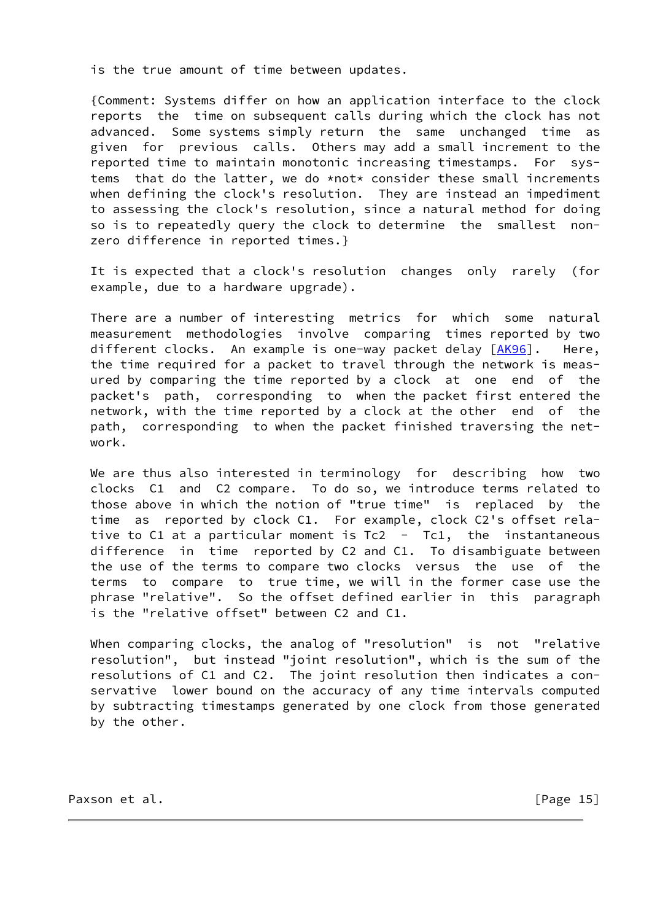is the true amount of time between updates.

{Comment: Systems differ on how an application interface to the clock reports the time on subsequent calls during which the clock has not advanced. Some systems simply return the same unchanged time as given for previous calls. Others may add a small increment to the reported time to maintain monotonic increasing timestamps. For systems that do the latter, we do *not* consider these small increments when defining the clock's resolution. They are instead an impediment to assessing the clock's resolution, since a natural method for doing so is to repeatedly query the clock to determine the smallest non-zero difference in reported times.}

It is expected that a clock's resolution changes only rarely (for example, due to a hardware upgrade).

There are a number of interesting metrics for which some natural measurement methodologies involve comparing times reported by two different clocks. An example is one-way packet delay [AK96]. Here, the time required for a packet to travel through the network is measured by comparing the time reported by a clock at one end of the packet's path, corresponding to when the packet first entered the network, with the time reported by a clock at the other end of the path, corresponding to when the packet finished traversing the network.

We are thus also interested in terminology for describing how two clocks C1 and C2 compare. To do so, we introduce terms related to those above in which the notion of "true time" is replaced by the time as reported by clock C1. For example, clock C2's offset relative to C1 at a particular moment is Tc2 - Tc1, the instantaneous difference in time reported by C2 and C1. To disambiguate between the use of the terms to compare two clocks versus the use of the terms to compare to true time, we will in the former case use the phrase "relative". So the offset defined earlier in this paragraph is the "relative offset" between C2 and C1.

When comparing clocks, the analog of "resolution" is not "relative resolution", but instead "joint resolution", which is the sum of the resolutions of C1 and C2. The joint resolution then indicates a conservative lower bound on the accuracy of any time intervals computed by subtracting timestamps generated by one clock from those generated by the other.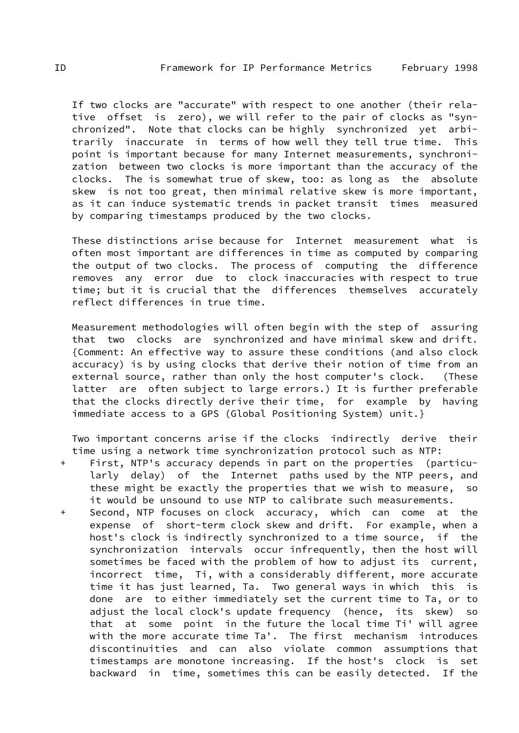If two clocks are "accurate" with respect to one another (their relative offset is zero), we will refer to the pair of clocks as "synchronized". Note that clocks can be highly synchronized yet arbitrarily inaccurate in terms of how well they tell true time. This point is important because for many Internet measurements, synchronization between two clocks is more important than the accuracy of the clocks. The is somewhat true of skew, too: as long as the absolute skew is not too great, then minimal relative skew is more important, as it can induce systematic trends in packet transit times measured by comparing timestamps produced by the two clocks.

These distinctions arise because for Internet measurement what is often most important are differences in time as computed by comparing the output of two clocks. The process of computing the difference removes any error due to clock inaccuracies with respect to true time; but it is crucial that the differences themselves accurately reflect differences in true time.

Measurement methodologies will often begin with the step of assuring that two clocks are synchronized and have minimal skew and drift. {Comment: An effective way to assure these conditions (and also clock accuracy) is by using clocks that derive their notion of time from an external source, rather than only the host computer's clock. (These latter are often subject to large errors.) It is further preferable that the clocks directly derive their time, for example by having immediate access to a GPS (Global Positioning System) unit.}

Two important concerns arise if the clocks indirectly derive their time using a network time synchronization protocol such as NTP:

+ First, NTP's accuracy depends in part on the properties (particularly delay) of the Internet paths used by the NTP peers, and these might be exactly the properties that we wish to measure, so it would be unsound to use NTP to calibrate such measurements.
+ Second, NTP focuses on clock accuracy, which can come at the expense of short-term clock skew and drift. For example, when a host's clock is indirectly synchronized to a time source, if the synchronization intervals occur infrequently, then the host will sometimes be faced with the problem of how to adjust its current, incorrect time, Ti, with a considerably different, more accurate time it has just learned, Ta. Two general ways in which this is done are to either immediately set the current time to Ta, or to adjust the local clock's update frequency (hence, its skew) so that at some point in the future the local time Ti' will agree with the more accurate time Ta'. The first mechanism introduces discontinuities and can also violate common assumptions that timestamps are monotone increasing. If the host's clock is set backward in time, sometimes this can be easily detected. If the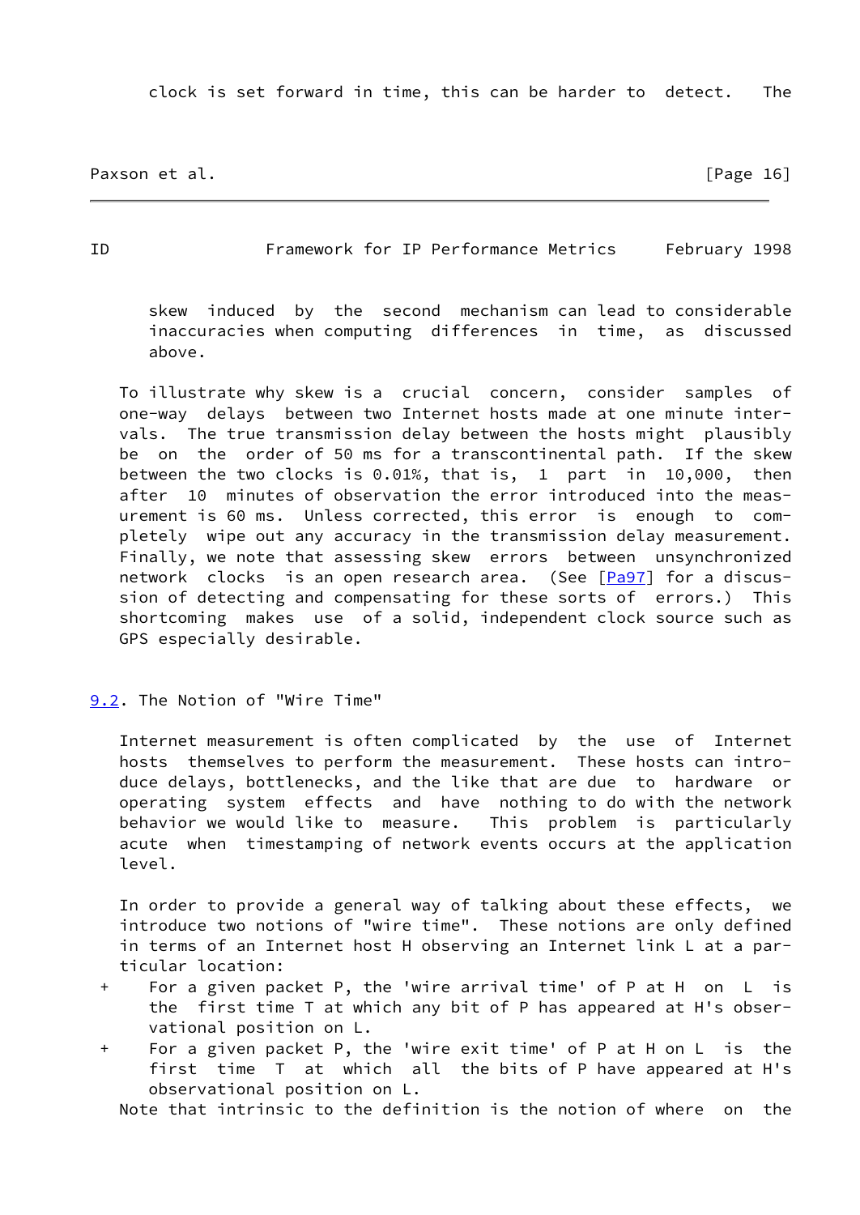clock is set forward in time, this can be harder to detect. The skew induced by the second mechanism can lead to considerable inaccuracies when computing differences in time, as discussed above.

To illustrate why skew is a crucial concern, consider samples of one-way delays between two Internet hosts made at one minute intervals. The true transmission delay between the hosts might plausibly be on the order of 50 ms for a transcontinental path. If the skew between the two clocks is 0.01%, that is, 1 part in 10,000, then after 10 minutes of observation the error introduced into the measurement is 60 ms. Unless corrected, this error is enough to completely wipe out any accuracy in the transmission delay measurement. Finally, we note that assessing skew errors between unsynchronized network clocks is an open research area. (See [Pa97] for a discussion of detecting and compensating for these sorts of errors.) This shortcoming makes use of a solid, independent clock source such as GPS especially desirable.

## 9.2. The Notion of "Wire Time"

Internet measurement is often complicated by the use of Internet hosts themselves to perform the measurement. These hosts can introduce delays, bottlenecks, and the like that are due to hardware or operating system effects and have nothing to do with the network behavior we would like to measure. This problem is particularly acute when timestamping of network events occurs at the application level.

In order to provide a general way of talking about these effects, we introduce two notions of "wire time". These notions are only defined in terms of an Internet host H observing an Internet link L at a particular location:

+ For a given packet P, the 'wire arrival time' of P at H on L is the first time T at which any bit of P has appeared at H's observational position on L.
+ For a given packet P, the 'wire exit time' of P at H on L is the first time T at which all the bits of P have appeared at H's observational position on L.

Note that intrinsic to the definition is the notion of where on the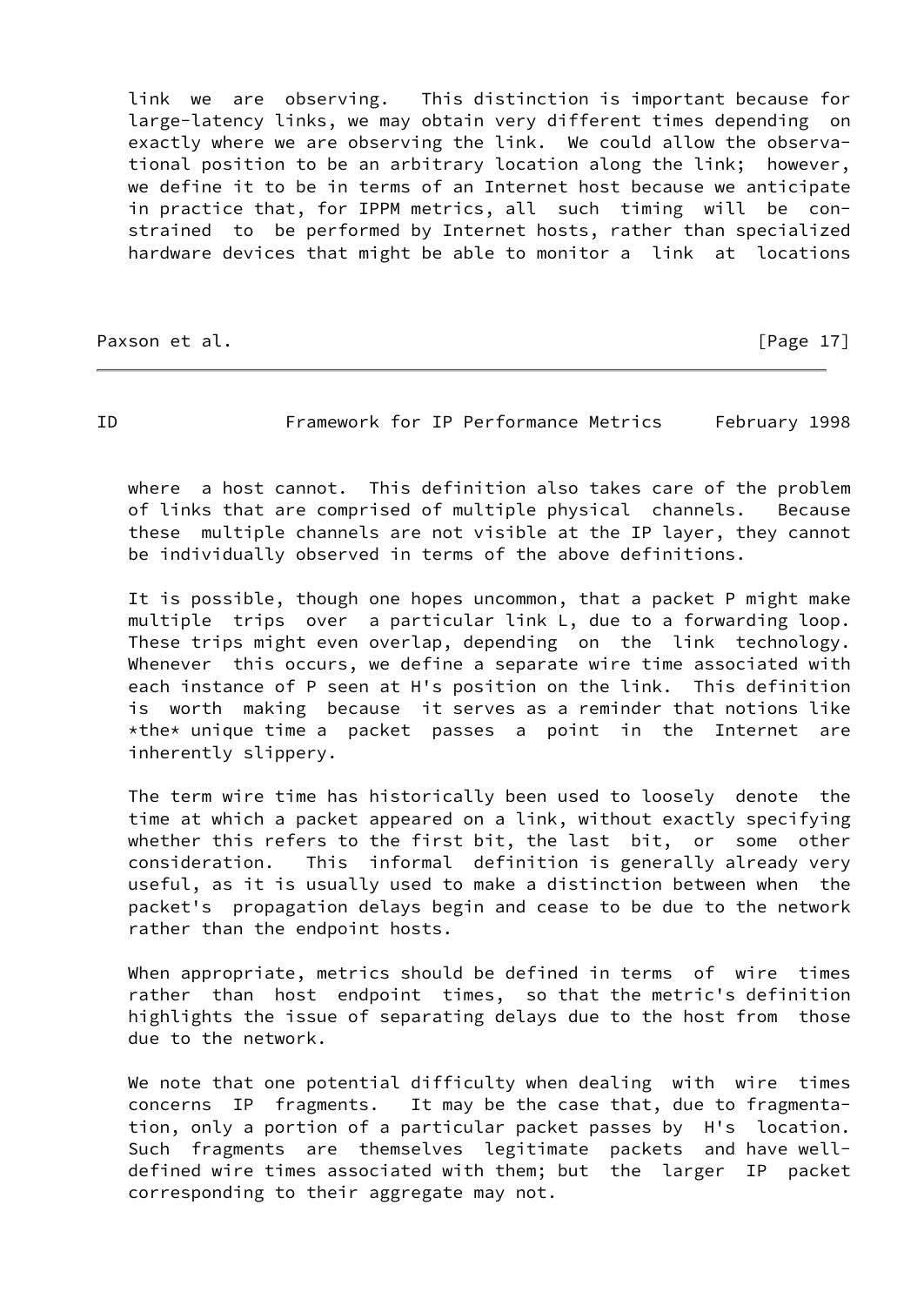link we are observing. This distinction is important because for large-latency links, we may obtain very different times depending on exactly where we are observing the link. We could allow the observational position to be an arbitrary location along the link; however, we define it to be in terms of an Internet host because we anticipate in practice that, for IPPM metrics, all such timing will be constrained to be performed by Internet hosts, rather than specialized hardware devices that might be able to monitor a link at locations where a host cannot. This definition also takes care of the problem of links that are comprised of multiple physical channels. Because these multiple channels are not visible at the IP layer, they cannot be individually observed in terms of the above definitions.

It is possible, though one hopes uncommon, that a packet P might make multiple trips over a particular link L, due to a forwarding loop. These trips might even overlap, depending on the link technology. Whenever this occurs, we define a separate wire time associated with each instance of P seen at H's position on the link. This definition is worth making because it serves as a reminder that notions like *the* unique time a packet passes a point in the Internet are inherently slippery.

The term wire time has historically been used to loosely denote the time at which a packet appeared on a link, without exactly specifying whether this refers to the first bit, the last bit, or some other consideration. This informal definition is generally already very useful, as it is usually used to make a distinction between when the packet's propagation delays begin and cease to be due to the network rather than the endpoint hosts.

When appropriate, metrics should be defined in terms of wire times rather than host endpoint times, so that the metric's definition highlights the issue of separating delays due to the host from those due to the network.

We note that one potential difficulty when dealing with wire times concerns IP fragments. It may be the case that, due to fragmentation, only a portion of a particular packet passes by H's location. Such fragments are themselves legitimate packets and have well-defined wire times associated with them; but the larger IP packet corresponding to their aggregate may not.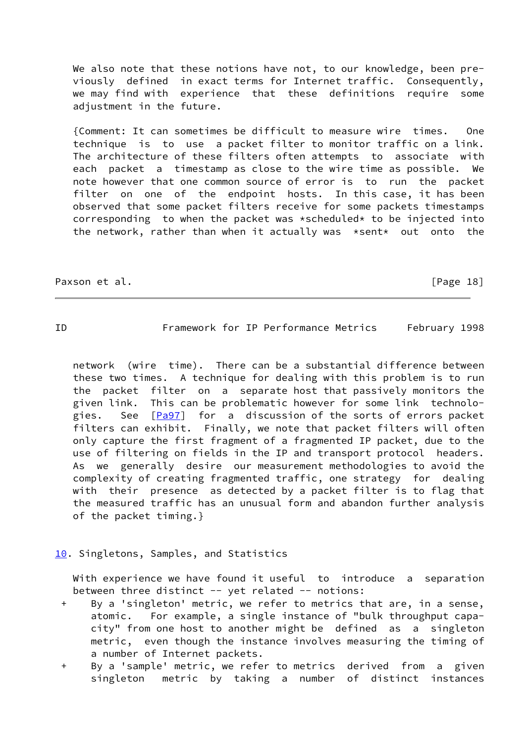We also note that these notions have not, to our knowledge, been previously defined in exact terms for Internet traffic. Consequently, we may find with experience that these definitions require some adjustment in the future.

{Comment: It can sometimes be difficult to measure wire times. One technique is to use a packet filter to monitor traffic on a link. The architecture of these filters often attempts to associate with each packet a timestamp as close to the wire time as possible. We note however that one common source of error is to run the packet filter on one of the endpoint hosts. In this case, it has been observed that some packet filters receive for some packets timestamps corresponding to when the packet was *scheduled* to be injected into the network, rather than when it actually was *sent* out onto the network (wire time). There can be a substantial difference between these two times. A technique for dealing with this problem is to run the packet filter on a separate host that passively monitors the given link. This can be problematic however for some link technologies. See [Pa97] for a discussion of the sorts of errors packet filters can exhibit. Finally, we note that packet filters will often only capture the first fragment of a fragmented IP packet, due to the use of filtering on fields in the IP and transport protocol headers. As we generally desire our measurement methodologies to avoid the complexity of creating fragmented traffic, one strategy for dealing with their presence as detected by a packet filter is to flag that the measured traffic has an unusual form and abandon further analysis of the packet timing.}

## 10. Singletons, Samples, and Statistics

With experience we have found it useful to introduce a separation between three distinct -- yet related -- notions:

+ By a 'singleton' metric, we refer to metrics that are, in a sense, atomic. For example, a single instance of "bulk throughput capacity" from one host to another might be defined as a singleton metric, even though the instance involves measuring the timing of a number of Internet packets.
+ By a 'sample' metric, we refer to metrics derived from a given singleton metric by taking a number of distinct instances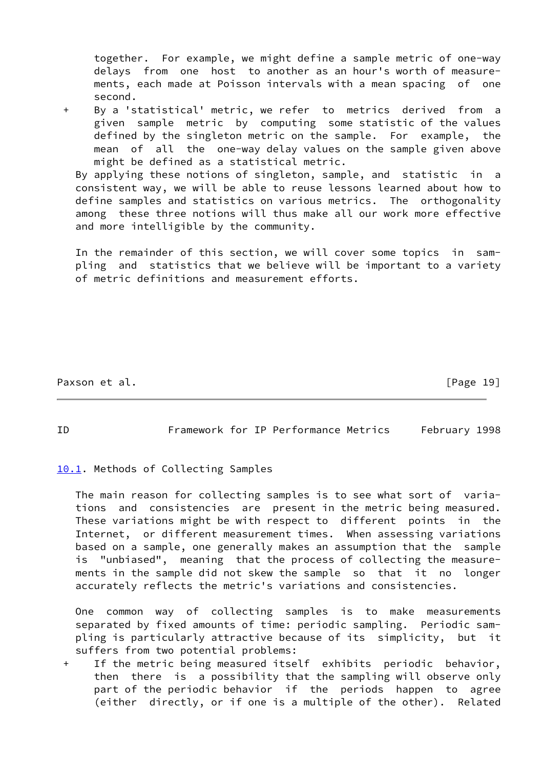together. For example, we might define a sample metric of one-way delays from one host to another as an hour's worth of measurements, each made at Poisson intervals with a mean spacing of one second.

+ By a 'statistical' metric, we refer to metrics derived from a given sample metric by computing some statistic of the values defined by the singleton metric on the sample. For example, the mean of all the one-way delay values on the sample given above might be defined as a statistical metric.

By applying these notions of singleton, sample, and statistic in a consistent way, we will be able to reuse lessons learned about how to define samples and statistics on various metrics. The orthogonality among these three notions will thus make all our work more effective and more intelligible by the community.

In the remainder of this section, we will cover some topics in sampling and statistics that we believe will be important to a variety of metric definitions and measurement efforts.

## 10.1. Methods of Collecting Samples

The main reason for collecting samples is to see what sort of variations and consistencies are present in the metric being measured. These variations might be with respect to different points in the Internet, or different measurement times. When assessing variations based on a sample, one generally makes an assumption that the sample is "unbiased", meaning that the process of collecting the measurements in the sample did not skew the sample so that it no longer accurately reflects the metric's variations and consistencies.

One common way of collecting samples is to make measurements separated by fixed amounts of time: periodic sampling. Periodic sampling is particularly attractive because of its simplicity, but it suffers from two potential problems:

+ If the metric being measured itself exhibits periodic behavior, then there is a possibility that the sampling will observe only part of the periodic behavior if the periods happen to agree (either directly, or if one is a multiple of the other). Related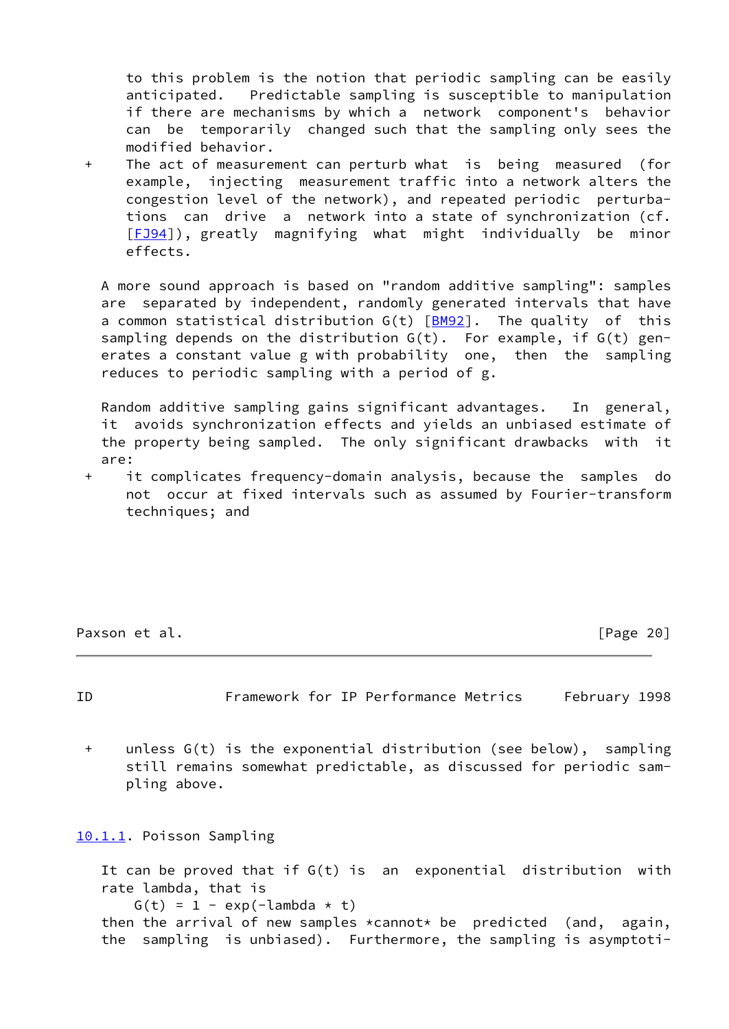to this problem is the notion that periodic sampling can be easily anticipated. Predictable sampling is susceptible to manipulation if there are mechanisms by which a network component's behavior can be temporarily changed such that the sampling only sees the modified behavior.

+ The act of measurement can perturb what is being measured (for example, injecting measurement traffic into a network alters the congestion level of the network), and repeated periodic perturbations can drive a network into a state of synchronization (cf. [FJ94]), greatly magnifying what might individually be minor effects.

A more sound approach is based on "random additive sampling": samples are separated by independent, randomly generated intervals that have a common statistical distribution G(t) [BM92]. The quality of this sampling depends on the distribution G(t). For example, if G(t) generates a constant value g with probability one, then the sampling reduces to periodic sampling with a period of g.

Random additive sampling gains significant advantages. In general, it avoids synchronization effects and yields an unbiased estimate of the property being sampled. The only significant drawbacks with it are:

+ it complicates frequency-domain analysis, because the samples do not occur at fixed intervals such as assumed by Fourier-transform techniques; and

+ unless G(t) is the exponential distribution (see below), sampling still remains somewhat predictable, as discussed for periodic sampling above.

#### 10.1.1. Poisson Sampling

It can be proved that if G(t) is an exponential distribution with rate lambda, that is

$$G(t) = 1 - \exp(-\lambda * t)$$

then the arrival of new samples *cannot* be predicted (and, again, the sampling is unbiased). Furthermore, the sampling is asymptoti-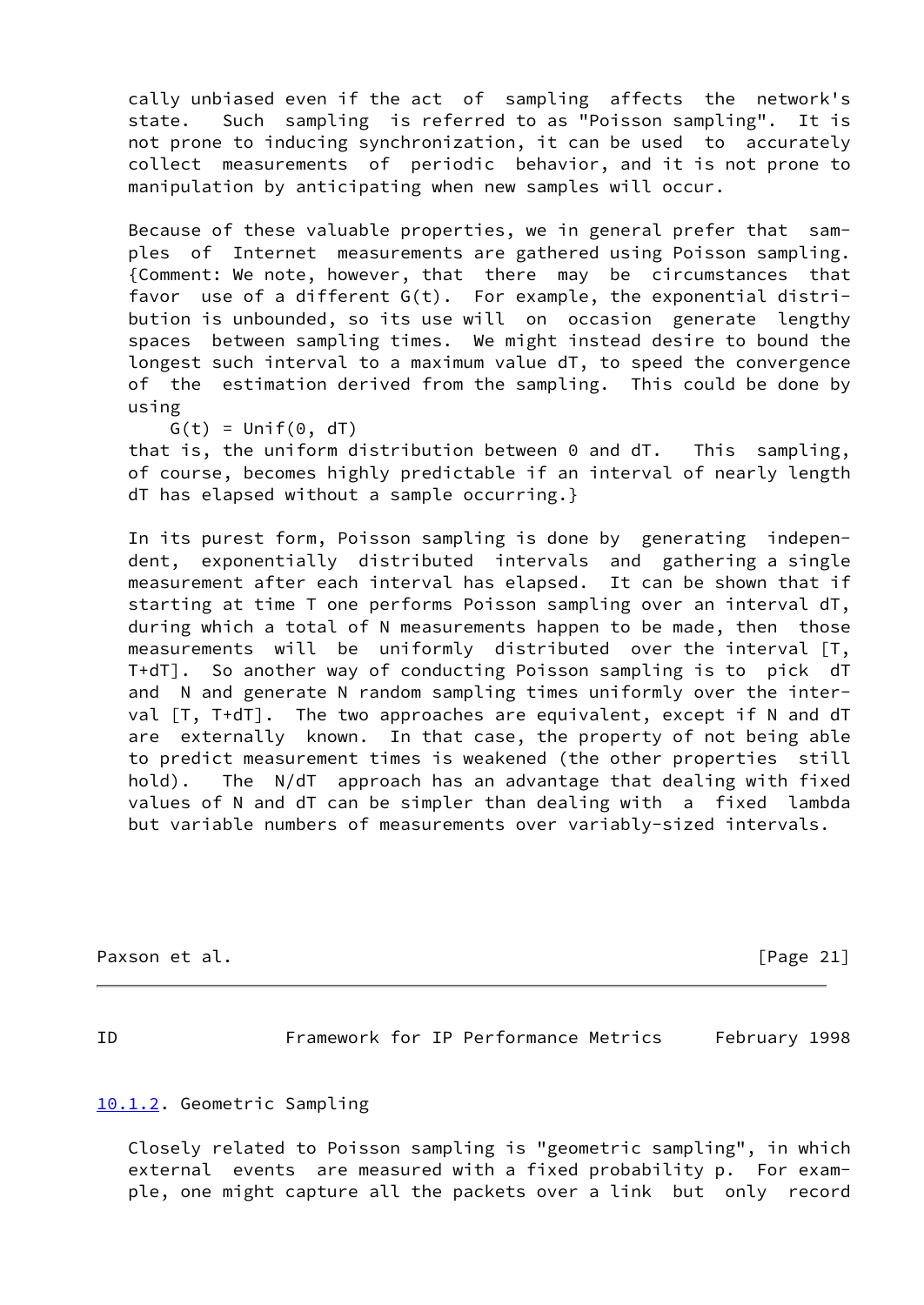cally unbiased even if the act of sampling affects the network's state. Such sampling is referred to as "Poisson sampling". It is not prone to inducing synchronization, it can be used to accurately collect measurements of periodic behavior, and it is not prone to manipulation by anticipating when new samples will occur.

Because of these valuable properties, we in general prefer that samples of Internet measurements are gathered using Poisson sampling. {Comment: We note, however, that there may be circumstances that favor use of a different $G(t)$. For example, the exponential distribution is unbounded, so its use will on occasion generate lengthy spaces between sampling times. We might instead desire to bound the longest such interval to a maximum value $dT$, to speed the convergence of the estimation derived from the sampling. This could be done by using

$$G(t) = Unif(0, dT)$$

that is, the uniform distribution between 0 and $dT$. This sampling, of course, becomes highly predictable if an interval of nearly length $dT$ has elapsed without a sample occurring.}

In its purest form, Poisson sampling is done by generating independent, exponentially distributed intervals and gathering a single measurement after each interval has elapsed. It can be shown that if starting at time $T$ one performs Poisson sampling over an interval $dT$, during which a total of $N$ measurements happen to be made, then those measurements will be uniformly distributed over the interval $[T, T+dT]$. So another way of conducting Poisson sampling is to pick $dT$ and $N$ and generate $N$ random sampling times uniformly over the interval $[T, T+dT]$. The two approaches are equivalent, except if $N$ and $dT$ are externally known. In that case, the property of not being able to predict measurement times is weakened (the other properties still hold). The $N/dT$ approach has an advantage that dealing with fixed values of $N$ and $dT$ can be simpler than dealing with a fixed lambda but variable numbers of measurements over variably-sized intervals.

### 10.1.2. Geometric Sampling

Closely related to Poisson sampling is "geometric sampling", in which external events are measured with a fixed probability $p$. For example, one might capture all the packets over a link but only record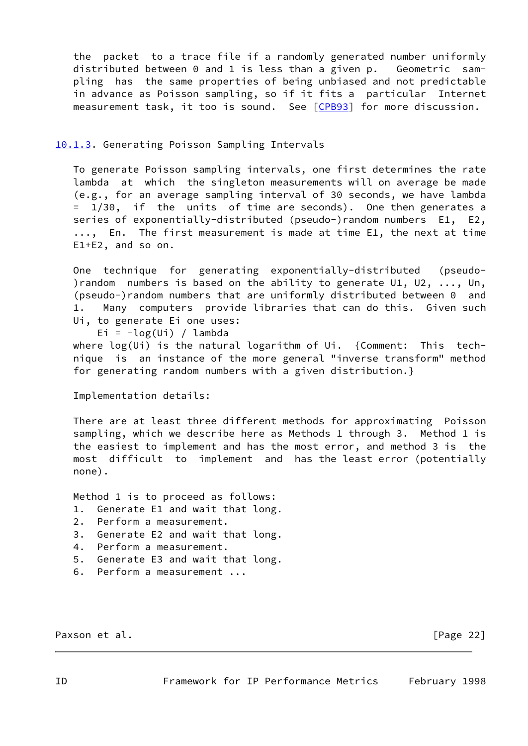the packet to a trace file if a randomly generated number uniformly distributed between 0 and 1 is less than a given p. Geometric sampling has the same properties of being unbiased and not predictable in advance as Poisson sampling, so if it fits a particular Internet measurement task, it too is sound. See [CPB93] for more discussion.

### 10.1.3. Generating Poisson Sampling Intervals

To generate Poisson sampling intervals, one first determines the rate lambda at which the singleton measurements will on average be made (e.g., for an average sampling interval of 30 seconds, we have lambda = 1/30, if the units of time are seconds). One then generates a series of exponentially-distributed (pseudo-)random numbers $E1$, $E2$, ..., $En$. The first measurement is made at time $E1$, the next at time $E1+E2$, and so on.

One technique for generating exponentially-distributed (pseudo-)random numbers is based on the ability to generate $U1$, $U2$, ..., $Un$, (pseudo-)random numbers that are uniformly distributed between 0 and 1. Many computers provide libraries that can do this. Given such $Ui$, to generate $Ei$ one uses:

$$Ei = -\log(Ui) / \lambda$$

where $\log(Ui)$ is the natural logarithm of $Ui$. {Comment: This technique is an instance of the more general "inverse transform" method for generating random numbers with a given distribution.}

Implementation details:

There are at least three different methods for approximating Poisson sampling, which we describe here as Methods 1 through 3. Method 1 is the easiest to implement and has the most error, and method 3 is the most difficult to implement and has the least error (potentially none).

Method 1 is to proceed as follows:

1. Generate E1 and wait that long.
2. Perform a measurement.
3. Generate E2 and wait that long.
4. Perform a measurement.
5. Generate E3 and wait that long.
6. Perform a measurement ...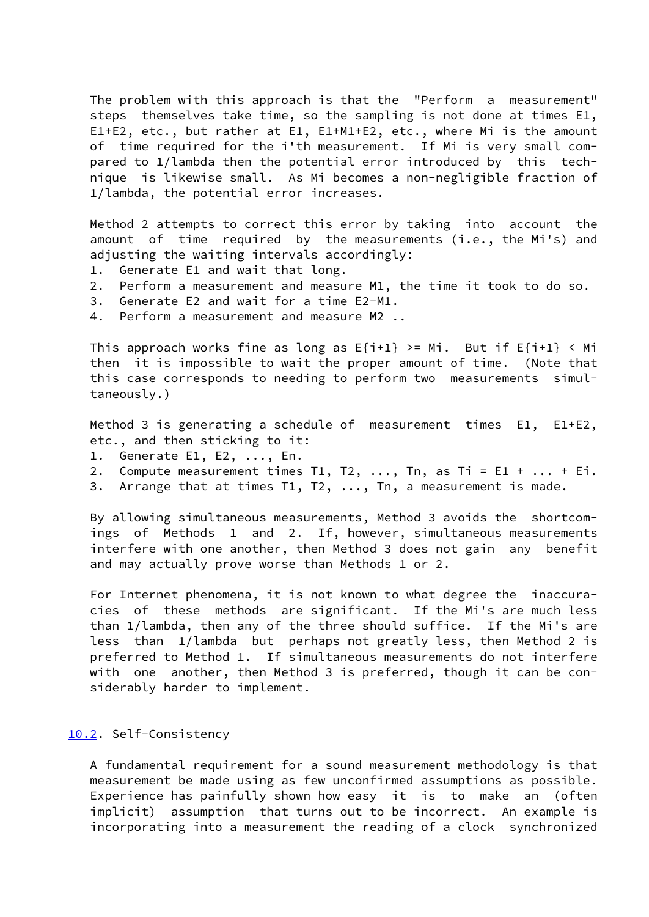The problem with this approach is that the "Perform a measurement" steps themselves take time, so the sampling is not done at times $E_1$, $E_1+E_2$, etc., but rather at $E_1$, $E_1+M_1+E_2$, etc., where $M_i$ is the amount of time required for the i'th measurement. If $M_i$ is very small compared to $1/\lambda$ then the potential error introduced by this technique is likewise small. As $M_i$ becomes a non-negligible fraction of $1/\lambda$, the potential error increases.

Method 2 attempts to correct this error by taking into account the amount of time required by the measurements (i.e., the $M_i$'s) and adjusting the waiting intervals accordingly:

1. Generate $E_1$ and wait that long.
2. Perform a measurement and measure $M_1$, the time it took to do so.
3. Generate $E_2$ and wait for a time $E_2-M_1$.
4. Perform a measurement and measure $M_2$ ..

This approach works fine as long as $E_{i+1} \geq M_i$. But if $E_{i+1} < M_i$ then it is impossible to wait the proper amount of time. (Note that this case corresponds to needing to perform two measurements simultaneously.)

Method 3 is generating a schedule of measurement times $E_1$, $E_1+E_2$, etc., and then sticking to it:

1. Generate $E_1, E_2, \ldots, E_n$.
2. Compute measurement times $T_1, T_2, \ldots, T_n$, as $T_i = E_1 + \ldots + E_i$.
3. Arrange that at times $T_1, T_2, \ldots, T_n$, a measurement is made.

By allowing simultaneous measurements, Method 3 avoids the shortcomings of Methods 1 and 2. If, however, simultaneous measurements interfere with one another, then Method 3 does not gain any benefit and may actually prove worse than Methods 1 or 2.

For Internet phenomena, it is not known to what degree the inaccuracies of these methods are significant. If the $M_i$'s are much less than $1/\lambda$, then any of the three should suffice. If the $M_i$'s are less than $1/\lambda$ but perhaps not greatly less, then Method 2 is preferred to Method 1. If simultaneous measurements do not interfere with one another, then Method 3 is preferred, though it can be considerably harder to implement.

### 10.2. Self-Consistency

A fundamental requirement for a sound measurement methodology is that measurement be made using as few unconfirmed assumptions as possible. Experience has painfully shown how easy it is to make an (often implicit) assumption that turns out to be incorrect. An example is incorporating into a measurement the reading of a clock synchronized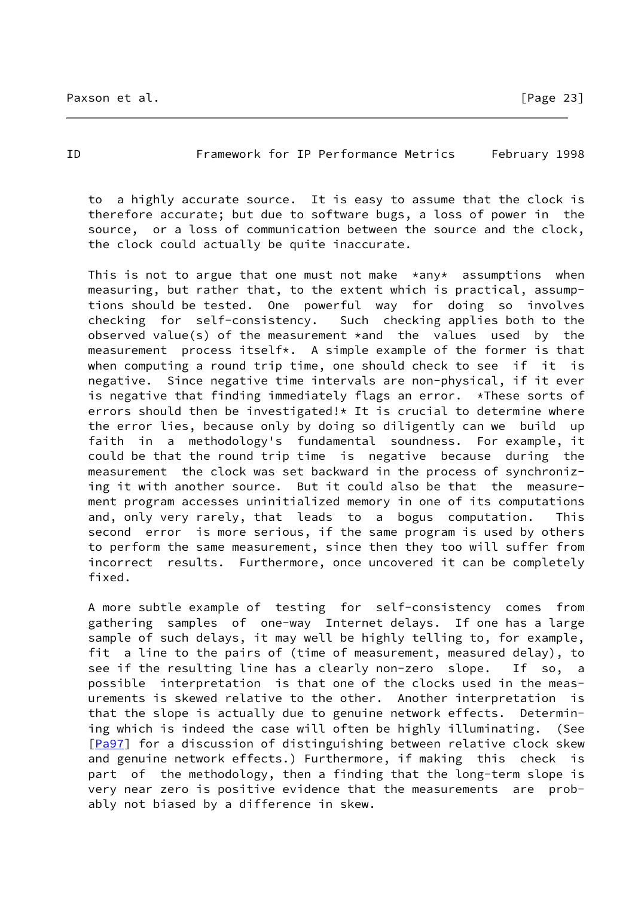to a highly accurate source. It is easy to assume that the clock is therefore accurate; but due to software bugs, a loss of power in the source, or a loss of communication between the source and the clock, the clock could actually be quite inaccurate.

This is not to argue that one must not make *any* assumptions when measuring, but rather that, to the extent which is practical, assumptions should be tested. One powerful way for doing so involves checking for self-consistency. Such checking applies both to the observed value(s) of the measurement *and the values used by the measurement process itself*. A simple example of the former is that when computing a round trip time, one should check to see if it is negative. Since negative time intervals are non-physical, if it ever is negative that finding immediately flags an error. *These sorts of errors should then be investigated!* It is crucial to determine where the error lies, because only by doing so diligently can we build up faith in a methodology's fundamental soundness. For example, it could be that the round trip time is negative because during the measurement the clock was set backward in the process of synchronizing it with another source. But it could also be that the measurement program accesses uninitialized memory in one of its computations and, only very rarely, that leads to a bogus computation. This second error is more serious, if the same program is used by others to perform the same measurement, since then they too will suffer from incorrect results. Furthermore, once uncovered it can be completely fixed.

A more subtle example of testing for self-consistency comes from gathering samples of one-way Internet delays. If one has a large sample of such delays, it may well be highly telling to, for example, fit a line to the pairs of (time of measurement, measured delay), to see if the resulting line has a clearly non-zero slope. If so, a possible interpretation is that one of the clocks used in the measurements is skewed relative to the other. Another interpretation is that the slope is actually due to genuine network effects. Determining which is indeed the case will often be highly illuminating. (See [Pa97] for a discussion of distinguishing between relative clock skew and genuine network effects.) Furthermore, if making this check is part of the methodology, then a finding that the long-term slope is very near zero is positive evidence that the measurements are probably not biased by a difference in skew.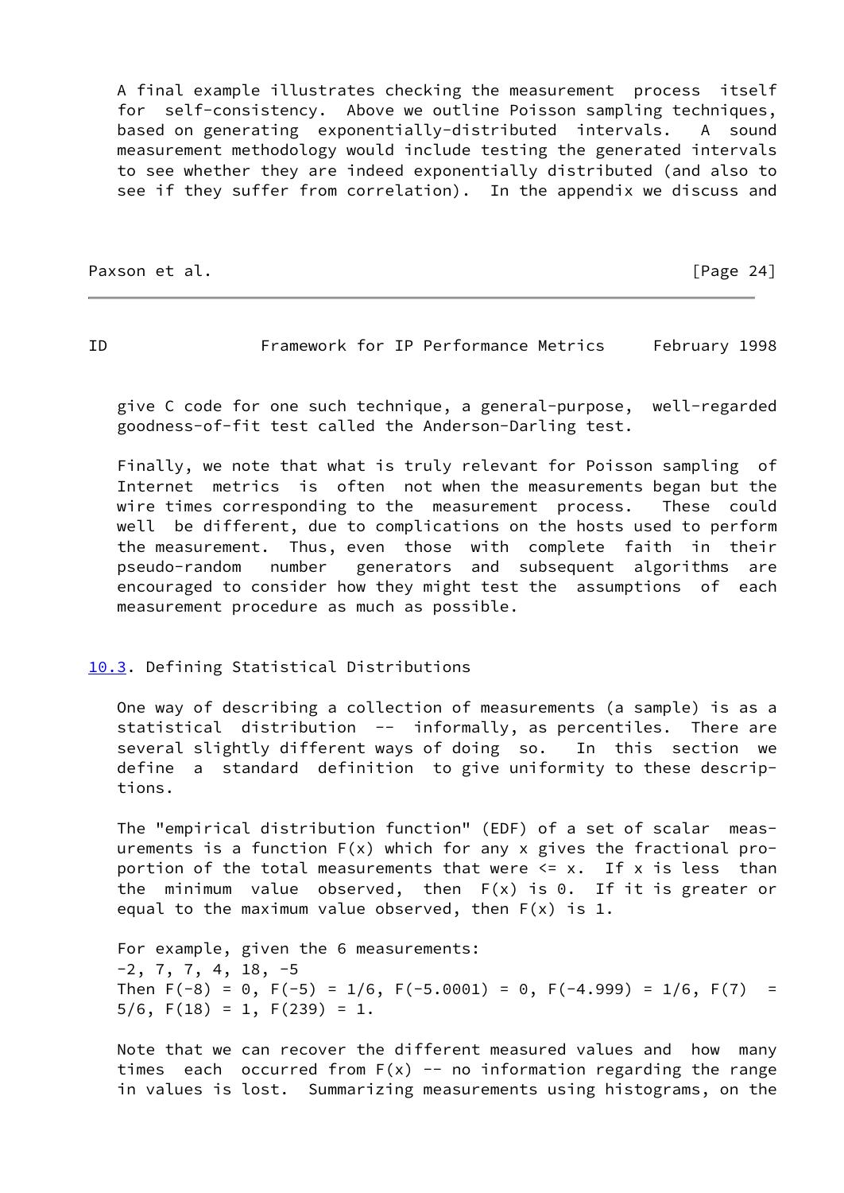A final example illustrates checking the measurement process itself for self-consistency. Above we outline Poisson sampling techniques, based on generating exponentially-distributed intervals. A sound measurement methodology would include testing the generated intervals to see whether they are indeed exponentially distributed (and also to see if they suffer from correlation). In the appendix we discuss and give C code for one such technique, a general-purpose, well-regarded goodness-of-fit test called the Anderson-Darling test.

Finally, we note that what is truly relevant for Poisson sampling of Internet metrics is often not when the measurements began but the wire times corresponding to the measurement process. These could well be different, due to complications on the hosts used to perform the measurement. Thus, even those with complete faith in their pseudo-random number generators and subsequent algorithms are encouraged to consider how they might test the assumptions of each measurement procedure as much as possible.

## 10.3. Defining Statistical Distributions

One way of describing a collection of measurements (a sample) is as a statistical distribution -- informally, as percentiles. There are several slightly different ways of doing so. In this section we define a standard definition to give uniformity to these descriptions.

The "empirical distribution function" (EDF) of a set of scalar measurements is a function $F(x)$ which for any $x$ gives the fractional proportion of the total measurements that were <= x. If x is less than the minimum value observed, then $F(x)$ is 0. If it is greater or equal to the maximum value observed, then $F(x)$ is 1.

For example, given the 6 measurements:
-2, 7, 7, 4, 18, -5
Then $F(-8) = 0$, $F(-5) = 1/6$, $F(-5.0001) = 0$, $F(-4.999) = 1/6$, $F(7) = 5/6$, $F(18) = 1$, $F(239) = 1$.

Note that we can recover the different measured values and how many times each occurred from $F(x)$ -- no information regarding the range in values is lost. Summarizing measurements using histograms, on the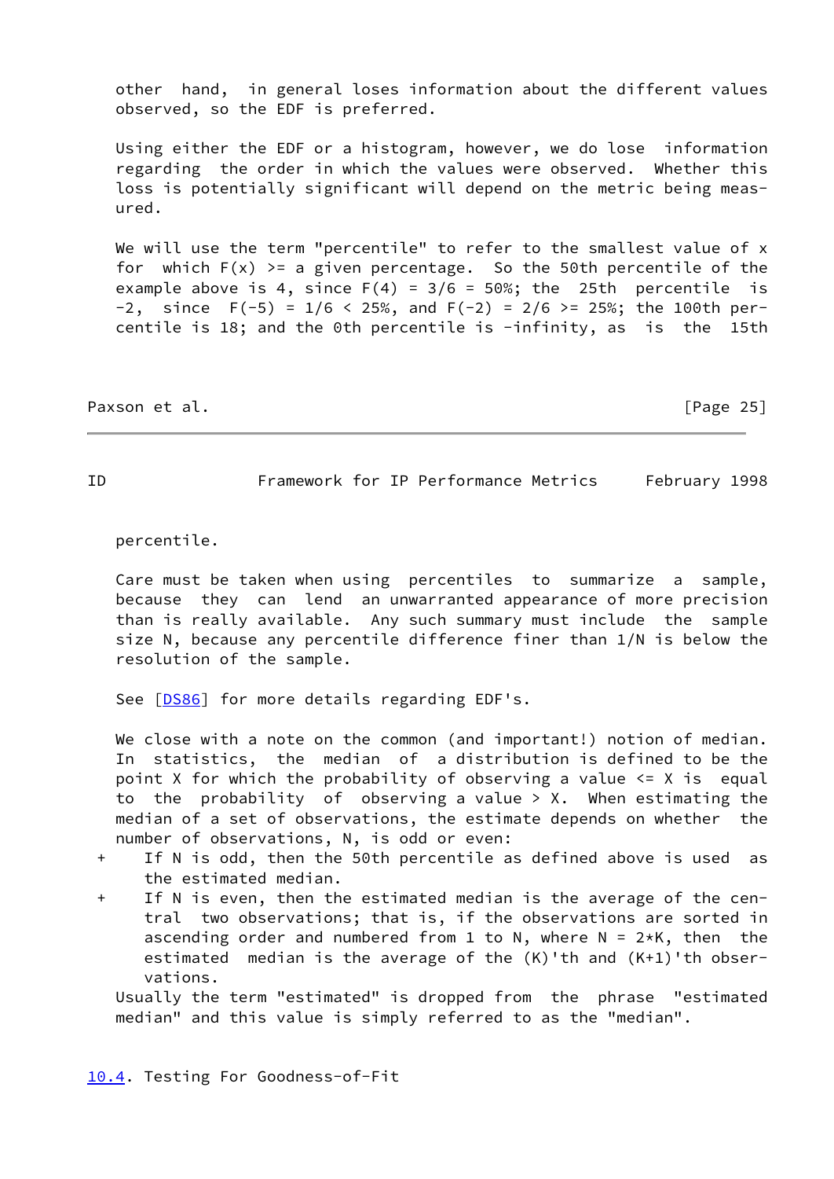other hand, in general loses information about the different values observed, so the EDF is preferred.

Using either the EDF or a histogram, however, we do lose information regarding the order in which the values were observed. Whether this loss is potentially significant will depend on the metric being measured.

We will use the term "percentile" to refer to the smallest value of x for which $F(x) >= $ a given percentage. So the 50th percentile of the example above is 4, since $F(4) = 3/6 = 50\%$; the 25th percentile is -2, since $F(-5) = 1/6 < 25\%$, and $F(-2) = 2/6 >= 25\%$; the 100th percentile is 18; and the 0th percentile is -infinity, as is the 15th percentile.

Care must be taken when using percentiles to summarize a sample, because they can lend an unwarranted appearance of more precision than is really available. Any such summary must include the sample size N, because any percentile difference finer than 1/N is below the resolution of the sample.

See [DS86] for more details regarding EDF's.

We close with a note on the common (and important!) notion of median. In statistics, the median of a distribution is defined to be the point X for which the probability of observing a value <= X is equal to the probability of observing a value > X. When estimating the median of a set of observations, the estimate depends on whether the number of observations, N, is odd or even:

+ If N is odd, then the 50th percentile as defined above is used as the estimated median.
+ If N is even, then the estimated median is the average of the central two observations; that is, if the observations are sorted in ascending order and numbered from 1 to N, where $N = 2*K$, then the estimated median is the average of the (K)'th and (K+1)'th observations.

Usually the term "estimated" is dropped from the phrase "estimated median" and this value is simply referred to as the "median".

## 10.4. Testing For Goodness-of-Fit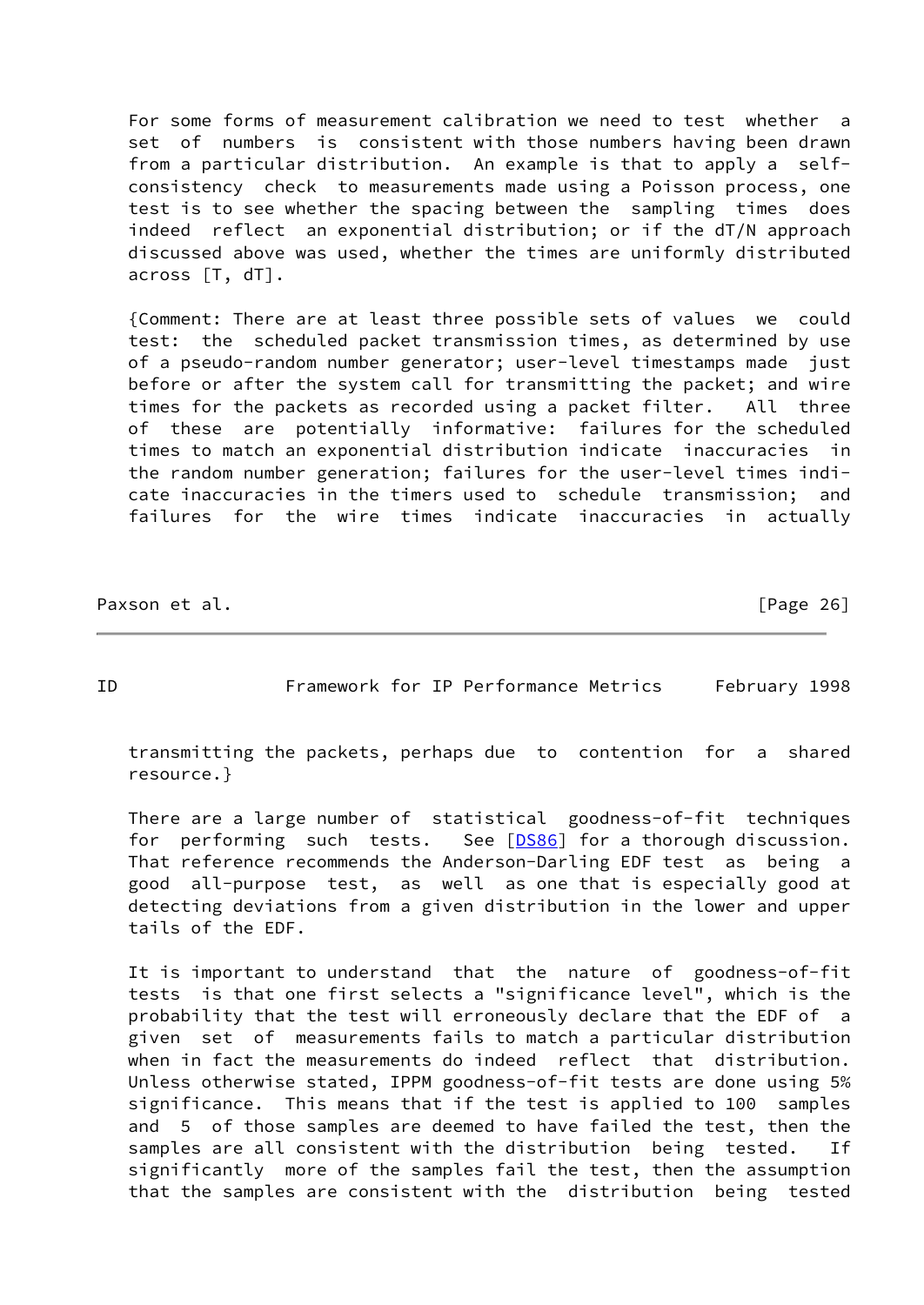For some forms of measurement calibration we need to test whether a set of numbers is consistent with those numbers having been drawn from a particular distribution. An example is that to apply a self-consistency check to measurements made using a Poisson process, one test is to see whether the spacing between the sampling times does indeed reflect an exponential distribution; or if the dT/N approach discussed above was used, whether the times are uniformly distributed across [T, dT].

{Comment: There are at least three possible sets of values we could test: the scheduled packet transmission times, as determined by use of a pseudo-random number generator; user-level timestamps made just before or after the system call for transmitting the packet; and wire times for the packets as recorded using a packet filter. All three of these are potentially informative: failures for the scheduled times to match an exponential distribution indicate inaccuracies in the random number generation; failures for the user-level times indicate inaccuracies in the timers used to schedule transmission; and failures for the wire times indicate inaccuracies in actually transmitting the packets, perhaps due to contention for a shared resource.}

There are a large number of statistical goodness-of-fit techniques for performing such tests. See [DS86] for a thorough discussion. That reference recommends the Anderson-Darling EDF test as being a good all-purpose test, as well as one that is especially good at detecting deviations from a given distribution in the lower and upper tails of the EDF.

It is important to understand that the nature of goodness-of-fit tests is that one first selects a "significance level", which is the probability that the test will erroneously declare that the EDF of a given set of measurements fails to match a particular distribution when in fact the measurements do indeed reflect that distribution. Unless otherwise stated, IPPM goodness-of-fit tests are done using 5% significance. This means that if the test is applied to 100 samples and 5 of those samples are deemed to have failed the test, then the samples are all consistent with the distribution being tested. If significantly more of the samples fail the test, then the assumption that the samples are consistent with the distribution being tested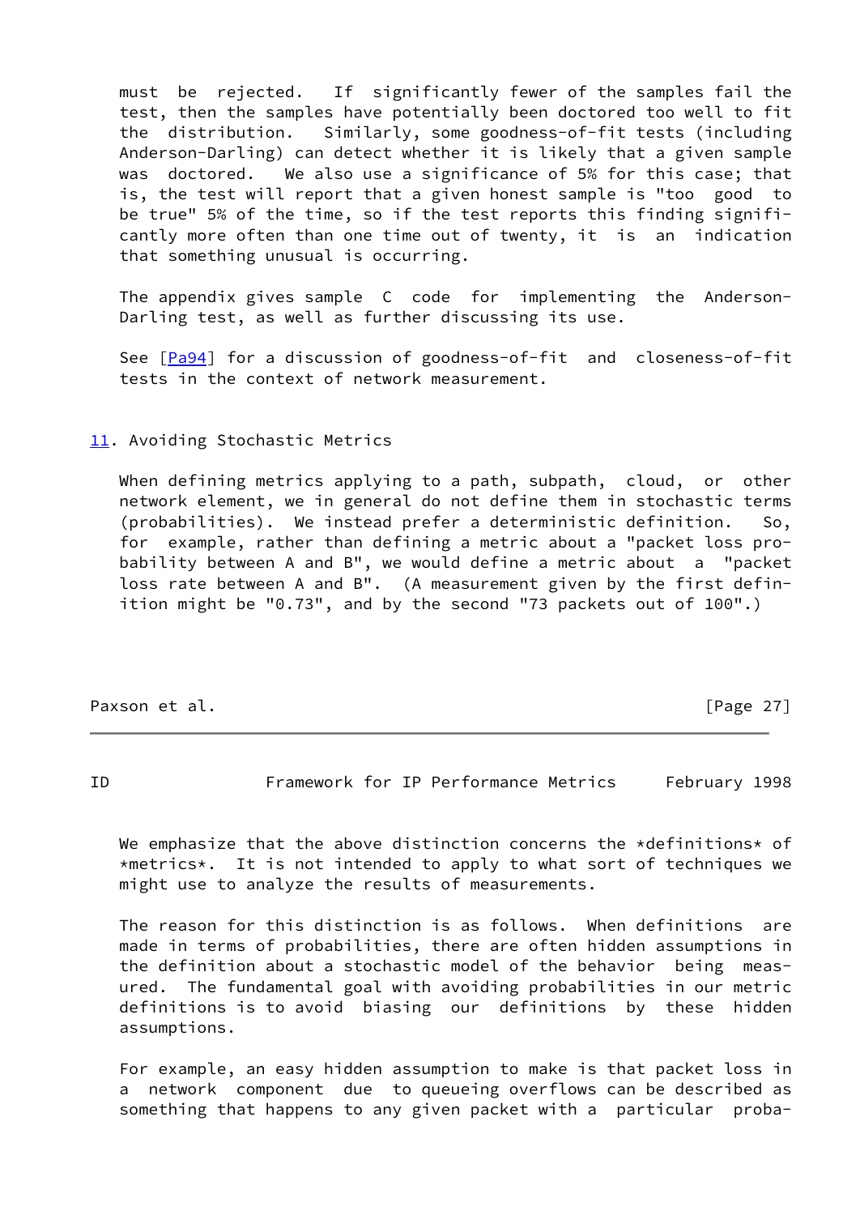must be rejected. If significantly fewer of the samples fail the test, then the samples have potentially been doctored too well to fit the distribution. Similarly, some goodness-of-fit tests (including Anderson-Darling) can detect whether it is likely that a given sample was doctored. We also use a significance of 5% for this case; that is, the test will report that a given honest sample is "too good to be true" 5% of the time, so if the test reports this finding significantly more often than one time out of twenty, it is an indication that something unusual is occurring.

The appendix gives sample C code for implementing the Anderson-Darling test, as well as further discussing its use.

See [Pa94] for a discussion of goodness-of-fit and closeness-of-fit tests in the context of network measurement.

## 11. Avoiding Stochastic Metrics

When defining metrics applying to a path, subpath, cloud, or other network element, we in general do not define them in stochastic terms (probabilities). We instead prefer a deterministic definition. So, for example, rather than defining a metric about a "packet loss probability between A and B", we would define a metric about a "packet loss rate between A and B". (A measurement given by the first definition might be "0.73", and by the second "73 packets out of 100".)

We emphasize that the above distinction concerns the *definitions* of *metrics*. It is not intended to apply to what sort of techniques we might use to analyze the results of measurements.

The reason for this distinction is as follows. When definitions are made in terms of probabilities, there are often hidden assumptions in the definition about a stochastic model of the behavior being measured. The fundamental goal with avoiding probabilities in our metric definitions is to avoid biasing our definitions by these hidden assumptions.

For example, an easy hidden assumption to make is that packet loss in a network component due to queueing overflows can be described as something that happens to any given packet with a particular proba-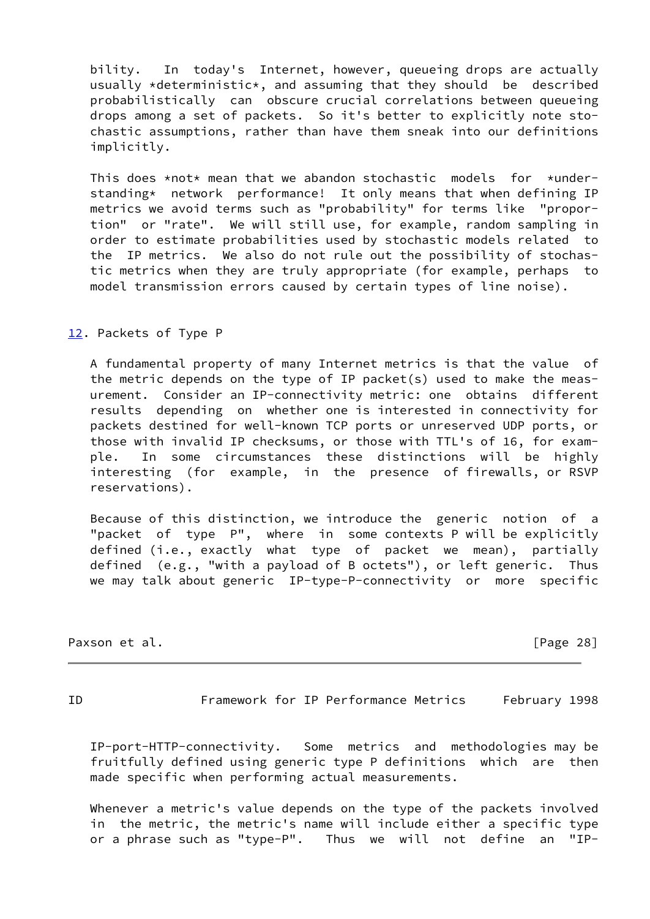bility. In today's Internet, however, queueing drops are actually usually *deterministic*, and assuming that they should be described probabilistically can obscure crucial correlations between queueing drops among a set of packets. So it's better to explicitly note stochastic assumptions, rather than have them sneak into our definitions implicitly.

This does *not* mean that we abandon stochastic models for *understanding* network performance! It only means that when defining IP metrics we avoid terms such as "probability" for terms like "proportion" or "rate". We will still use, for example, random sampling in order to estimate probabilities used by stochastic models related to the IP metrics. We also do not rule out the possibility of stochastic metrics when they are truly appropriate (for example, perhaps to model transmission errors caused by certain types of line noise).

## 12. Packets of Type P

A fundamental property of many Internet metrics is that the value of the metric depends on the type of IP packet(s) used to make the measurement. Consider an IP-connectivity metric: one obtains different results depending on whether one is interested in connectivity for packets destined for well-known TCP ports or unreserved UDP ports, or those with invalid IP checksums, or those with TTL's of 16, for example. In some circumstances these distinctions will be highly interesting (for example, in the presence of firewalls, or RSVP reservations).

Because of this distinction, we introduce the generic notion of a "packet of type P", where in some contexts P will be explicitly defined (i.e., exactly what type of packet we mean), partially defined (e.g., "with a payload of B octets"), or left generic. Thus we may talk about generic IP-type-P-connectivity or more specific IP-port-HTTP-connectivity. Some metrics and methodologies may be fruitfully defined using generic type P definitions which are then made specific when performing actual measurements.

Whenever a metric's value depends on the type of the packets involved in the metric, the metric's name will include either a specific type or a phrase such as "type-P". Thus we will not define an "IP-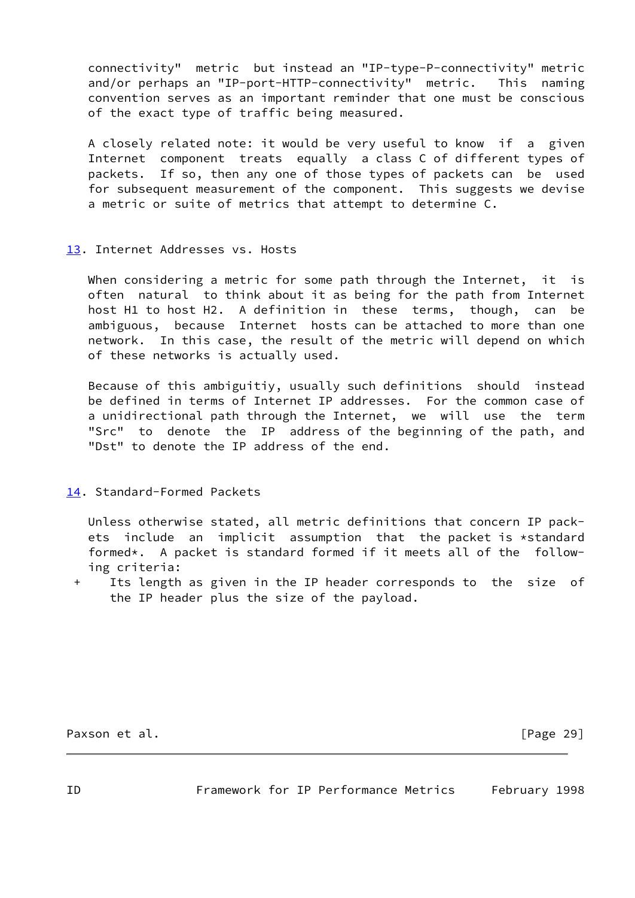connectivity" metric but instead an "IP-type-P-connectivity" metric and/or perhaps an "IP-port-HTTP-connectivity" metric. This naming convention serves as an important reminder that one must be conscious of the exact type of traffic being measured.

A closely related note: it would be very useful to know if a given Internet component treats equally a class C of different types of packets. If so, then any one of those types of packets can be used for subsequent measurement of the component. This suggests we devise a metric or suite of metrics that attempt to determine C.

## 13. Internet Addresses vs. Hosts

When considering a metric for some path through the Internet, it is often natural to think about it as being for the path from Internet host H1 to host H2. A definition in these terms, though, can be ambiguous, because Internet hosts can be attached to more than one network. In this case, the result of the metric will depend on which of these networks is actually used.

Because of this ambiguitiy, usually such definitions should instead be defined in terms of Internet IP addresses. For the common case of a unidirectional path through the Internet, we will use the term "Src" to denote the IP address of the beginning of the path, and "Dst" to denote the IP address of the end.

## 14. Standard-Formed Packets

Unless otherwise stated, all metric definitions that concern IP packets include an implicit assumption that the packet is *standard formed*. A packet is standard formed if it meets all of the following criteria:

+ Its length as given in the IP header corresponds to the size of the IP header plus the size of the payload.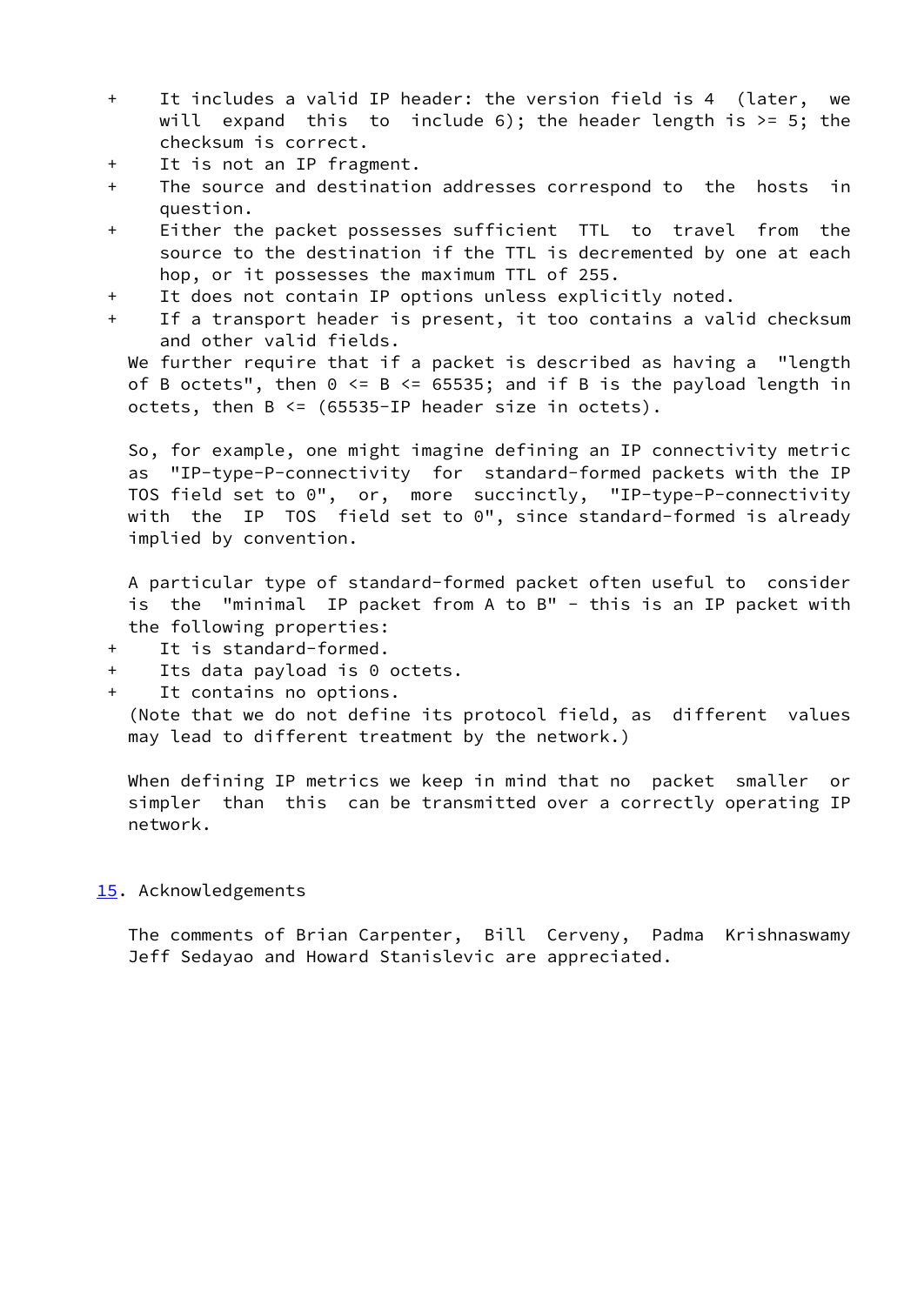- It includes a valid IP header: the version field is 4 (later, we will expand this to include 6); the header length is >= 5; the checksum is correct.
- It is not an IP fragment.
- The source and destination addresses correspond to the hosts in question.
- Either the packet possesses sufficient TTL to travel from the source to the destination if the TTL is decremented by one at each hop, or it possesses the maximum TTL of 255.
- It does not contain IP options unless explicitly noted.
- If a transport header is present, it too contains a valid checksum and other valid fields.

We further require that if a packet is described as having a "length of B octets", then 0 <= B <= 65535; and if B is the payload length in octets, then B <= (65535-IP header size in octets).

So, for example, one might imagine defining an IP connectivity metric as "IP-type-P-connectivity for standard-formed packets with the IP TOS field set to 0", or, more succinctly, "IP-type-P-connectivity with the IP TOS field set to 0", since standard-formed is already implied by convention.

A particular type of standard-formed packet often useful to consider is the "minimal IP packet from A to B" - this is an IP packet with the following properties:

- It is standard-formed.
- Its data payload is 0 octets.
- It contains no options.

(Note that we do not define its protocol field, as different values may lead to different treatment by the network.)

When defining IP metrics we keep in mind that no packet smaller or simpler than this can be transmitted over a correctly operating IP network.

## 15. Acknowledgements

The comments of Brian Carpenter, Bill Cerveny, Padma Krishnaswamy Jeff Sedayao and Howard Stanislevic are appreciated.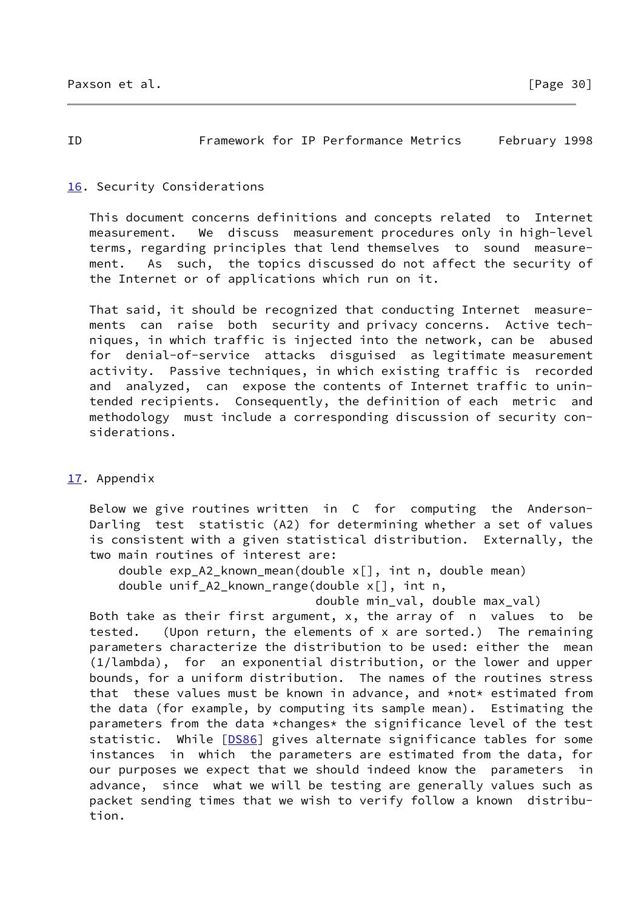## 16. Security Considerations

This document concerns definitions and concepts related to Internet measurement. We discuss measurement procedures only in high-level terms, regarding principles that lend themselves to sound measurement. As such, the topics discussed do not affect the security of the Internet or of applications which run on it.

That said, it should be recognized that conducting Internet measurements can raise both security and privacy concerns. Active techniques, in which traffic is injected into the network, can be abused for denial-of-service attacks disguised as legitimate measurement activity. Passive techniques, in which existing traffic is recorded and analyzed, can expose the contents of Internet traffic to unintended recipients. Consequently, the definition of each metric and methodology must include a corresponding discussion of security considerations.

## 17. Appendix

Below we give routines written in C for computing the Anderson-Darling test statistic (A2) for determining whether a set of values is consistent with a given statistical distribution. Externally, the two main routines of interest are:

```
double exp_A2_known_mean(double x[], int n, double mean)
double unif_A2_known_range(double x[], int n,
                           double min_val, double max_val)
```

Both take as their first argument, x, the array of n values to be tested. (Upon return, the elements of x are sorted.) The remaining parameters characterize the distribution to be used: either the mean (1/lambda), for an exponential distribution, or the lower and upper bounds, for a uniform distribution. The names of the routines stress that these values must be known in advance, and *not* estimated from the data (for example, by computing its sample mean). Estimating the parameters from the data *changes* the significance level of the test statistic. While [DS86] gives alternate significance tables for some instances in which the parameters are estimated from the data, for our purposes we expect that we should indeed know the parameters in advance, since what we will be testing are generally values such as packet sending times that we wish to verify follow a known distribution.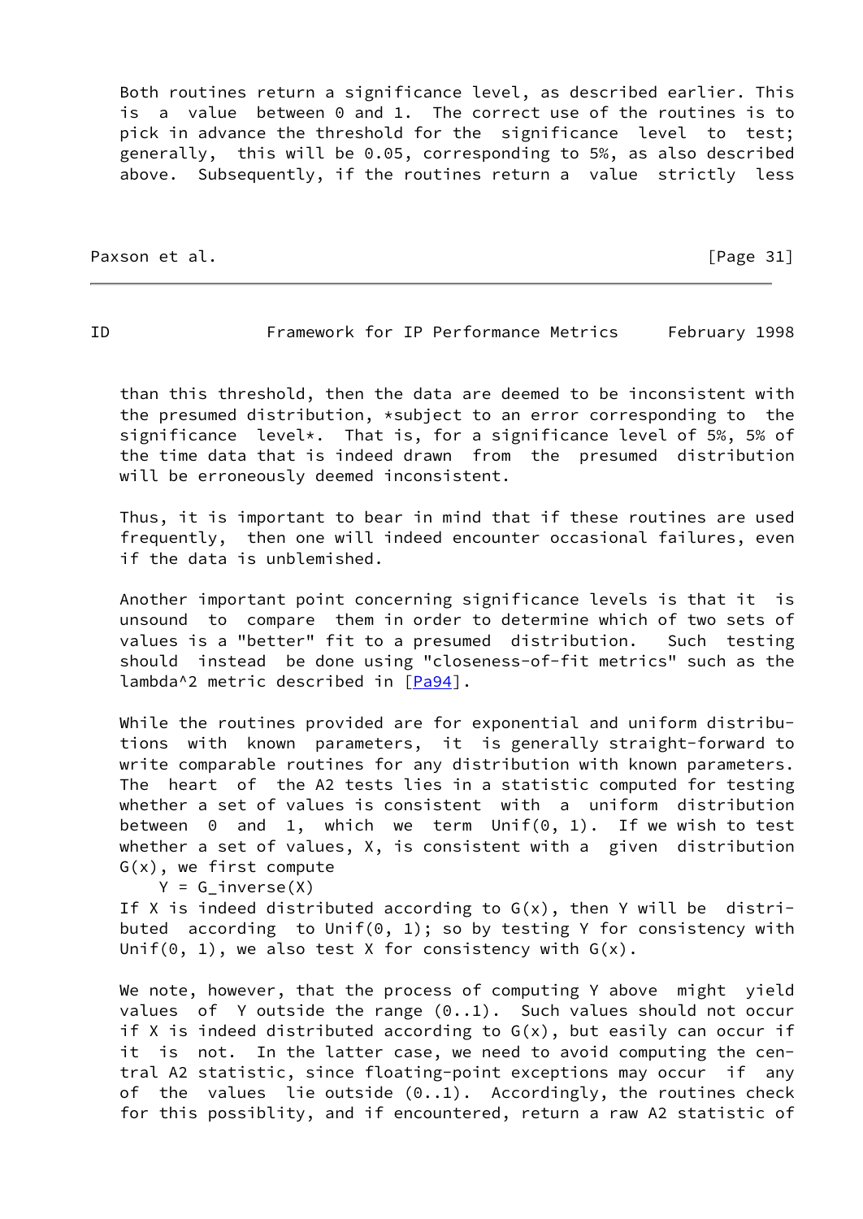Both routines return a significance level, as described earlier. This is a value between 0 and 1. The correct use of the routines is to pick in advance the threshold for the significance level to test; generally, this will be 0.05, corresponding to 5%, as also described above. Subsequently, if the routines return a value strictly less than this threshold, then the data are deemed to be inconsistent with the presumed distribution, *subject to an error corresponding to the significance level*. That is, for a significance level of 5%, 5% of the time data that is indeed drawn from the presumed distribution will be erroneously deemed inconsistent.

Thus, it is important to bear in mind that if these routines are used frequently, then one will indeed encounter occasional failures, even if the data is unblemished.

Another important point concerning significance levels is that it is unsound to compare them in order to determine which of two sets of values is a "better" fit to a presumed distribution. Such testing should instead be done using "closeness-of-fit metrics" such as the lambda^2 metric described in [Pa94].

While the routines provided are for exponential and uniform distributions with known parameters, it is generally straight-forward to write comparable routines for any distribution with known parameters. The heart of the A2 tests lies in a statistic computed for testing whether a set of values is consistent with a uniform distribution between 0 and 1, which we term Unif(0, 1). If we wish to test whether a set of values, X, is consistent with a given distribution G(x), we first compute

```
    Y = G_inverse(X)
```

If X is indeed distributed according to G(x), then Y will be distributed according to Unif(0, 1); so by testing Y for consistency with Unif(0, 1), we also test X for consistency with G(x).

We note, however, that the process of computing Y above might yield values of Y outside the range (0..1). Such values should not occur if X is indeed distributed according to G(x), but easily can occur if it is not. In the latter case, we need to avoid computing the central A2 statistic, since floating-point exceptions may occur if any of the values lie outside (0..1). Accordingly, the routines check for this possiblity, and if encountered, return a raw A2 statistic of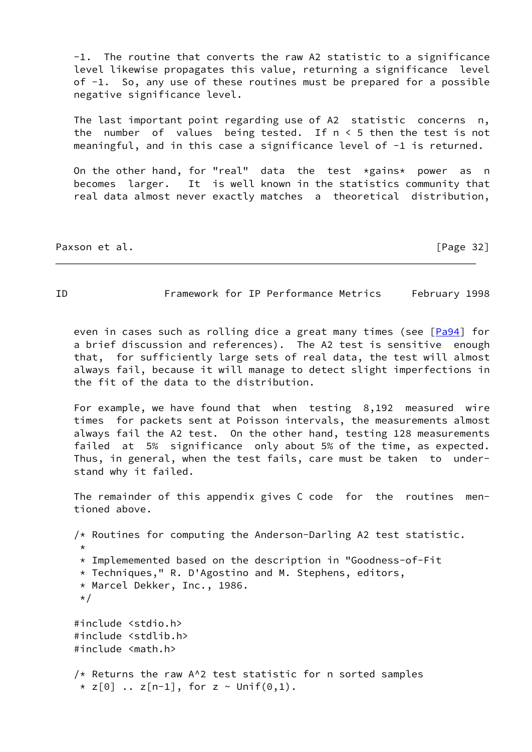-1. The routine that converts the raw A2 statistic to a significance level likewise propagates this value, returning a significance level of -1. So, any use of these routines must be prepared for a possible negative significance level.

The last important point regarding use of A2 statistic concerns n, the number of values being tested. If n < 5 then the test is not meaningful, and in this case a significance level of -1 is returned.

On the other hand, for "real" data the test *gains* power as n becomes larger. It is well known in the statistics community that real data almost never exactly matches a theoretical distribution, even in cases such as rolling dice a great many times (see [Pa94] for a brief discussion and references). The A2 test is sensitive enough that, for sufficiently large sets of real data, the test will almost always fail, because it will manage to detect slight imperfections in the fit of the data to the distribution.

For example, we have found that when testing 8,192 measured wire times for packets sent at Poisson intervals, the measurements almost always fail the A2 test. On the other hand, testing 128 measurements failed at 5% significance only about 5% of the time, as expected. Thus, in general, when the test fails, care must be taken to understand why it failed.

The remainder of this appendix gives C code for the routines mentioned above.

```
/* Routines for computing the Anderson-Darling A2 test statistic.
 *
 * Implemented based on the description in "Goodness-of-Fit
 * Techniques," R. D'Agostino and M. Stephens, editors,
 * Marcel Dekker, Inc., 1986.
 */

#include <stdio.h>
#include <stdlib.h>
#include <math.h>

/* Returns the raw A^2 test statistic for n sorted samples
 * z[0] .. z[n-1], for z ~ Unif(0,1).
```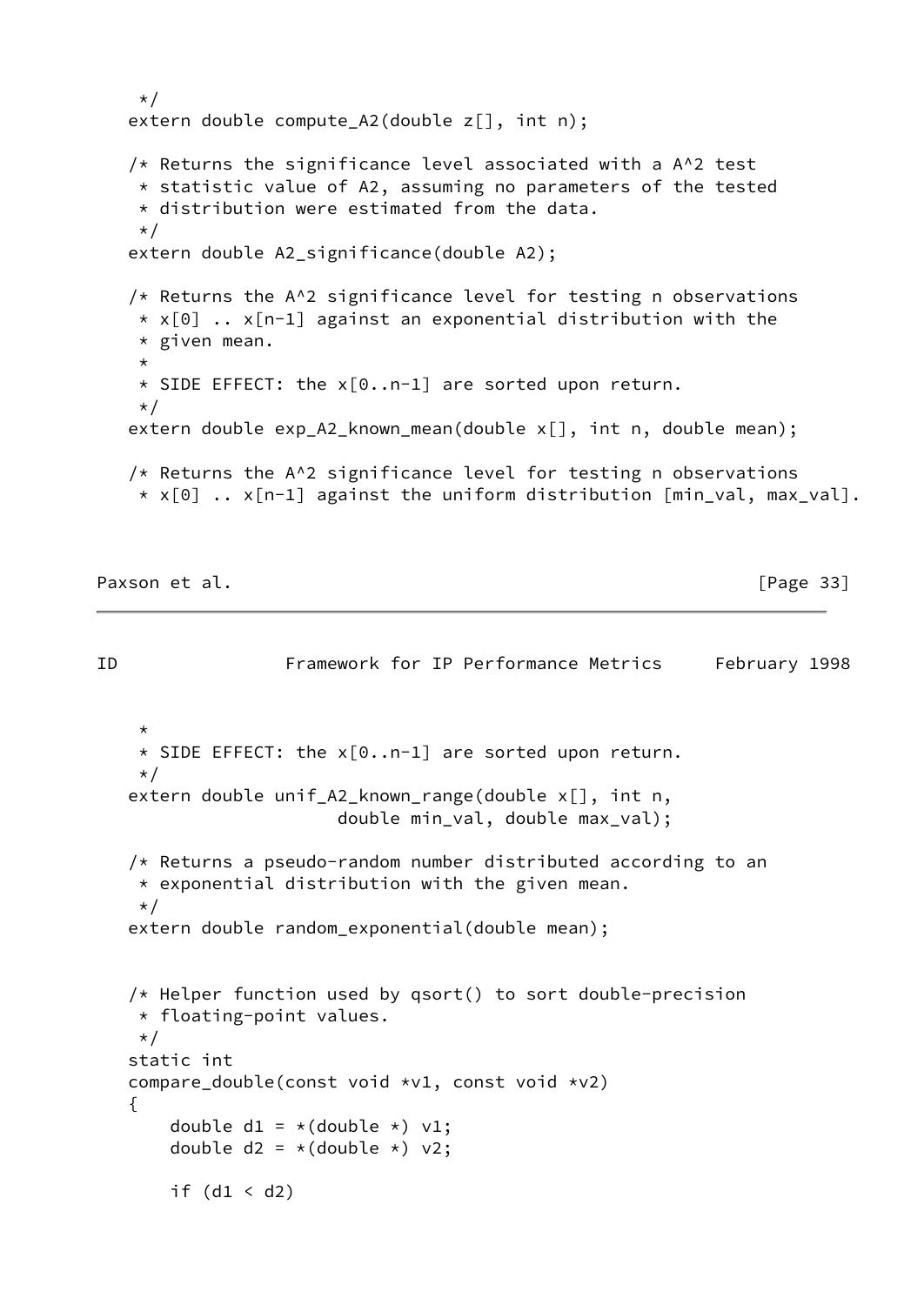```
    */
   extern double compute_A2(double z[], int n);

   /* Returns the significance level associated with a A^2 test
    * statistic value of A2, assuming no parameters of the tested
    * distribution were estimated from the data.
    */
   extern double A2_significance(double A2);

   /* Returns the A^2 significance level for testing n observations
    * x[0] .. x[n-1] against an exponential distribution with the
    * given mean.
    *
    * SIDE EFFECT: the x[0..n-1] are sorted upon return.
    */
   extern double exp_A2_known_mean(double x[], int n, double mean);

   /* Returns the A^2 significance level for testing n observations
    * x[0] .. x[n-1] against the uniform distribution [min_val, max_val].
    *
    * SIDE EFFECT: the x[0..n-1] are sorted upon return.
    */
   extern double unif_A2_known_range(double x[], int n,
                       double min_val, double max_val);

   /* Returns a pseudo-random number distributed according to an
    * exponential distribution with the given mean.
    */
   extern double random_exponential(double mean);


   /* Helper function used by qsort() to sort double-precision
    * floating-point values.
    */
   static int
   compare_double(const void *v1, const void *v2)
   {
       double d1 = *(double *) v1;
       double d2 = *(double *) v2;

       if (d1 < d2)
```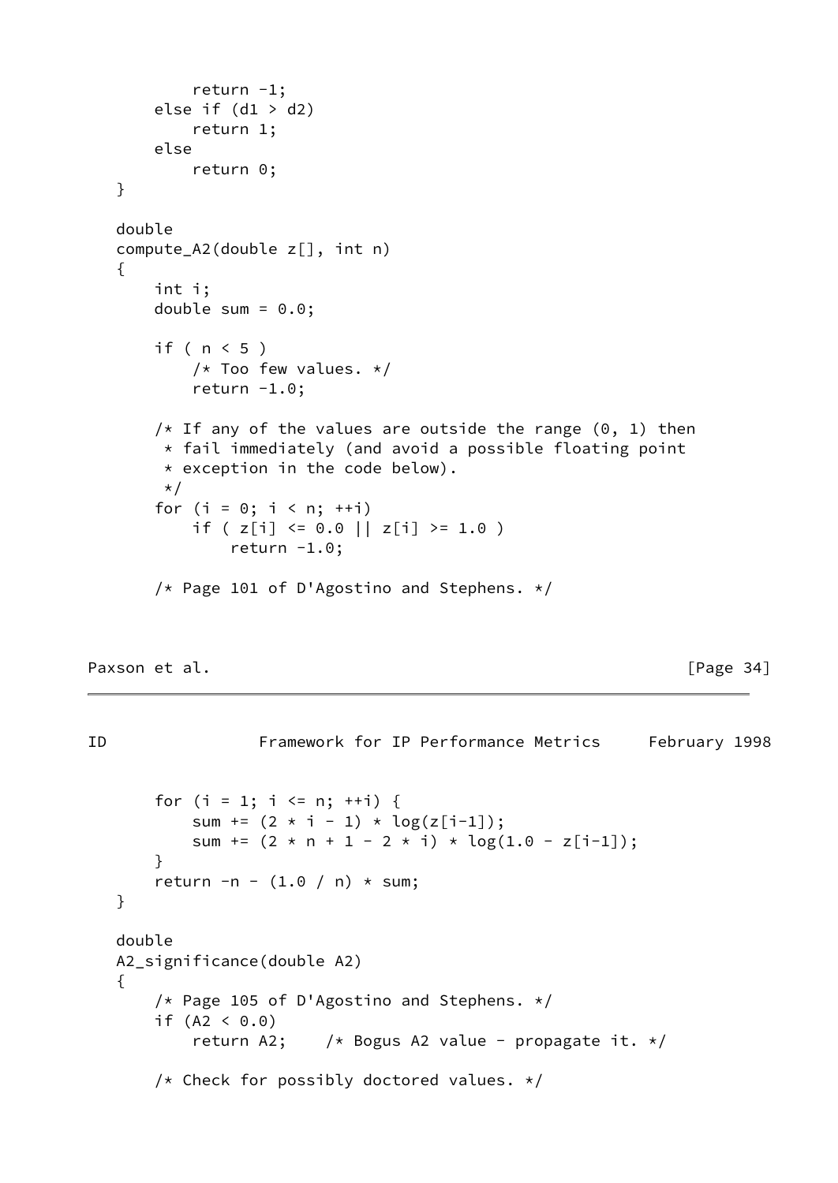```
            return -1;
        else if (d1 > d2)
            return 1;
        else
            return 0;
    }

    double
    compute_A2(double z[], int n)
    {
        int i;
        double sum = 0.0;

        if ( n < 5 )
            /* Too few values. */
            return -1.0;

        /* If any of the values are outside the range (0, 1) then
         * fail immediately (and avoid a possible floating point
         * exception in the code below).
         */
        for (i = 0; i < n; ++i)
            if ( z[i] <= 0.0 || z[i] >= 1.0 )
                return -1.0;

        /* Page 101 of D'Agostino and Stephens. */
        for (i = 1; i <= n; ++i) {
            sum += (2 * i - 1) * log(z[i-1]);
            sum += (2 * n + 1 - 2 * i) * log(1.0 - z[i-1]);
        }
        return -n - (1.0 / n) * sum;
    }

    double
    A2_significance(double A2)
    {
        /* Page 105 of D'Agostino and Stephens. */
        if (A2 < 0.0)
            return A2;    /* Bogus A2 value - propagate it. */

        /* Check for possibly doctored values. */
```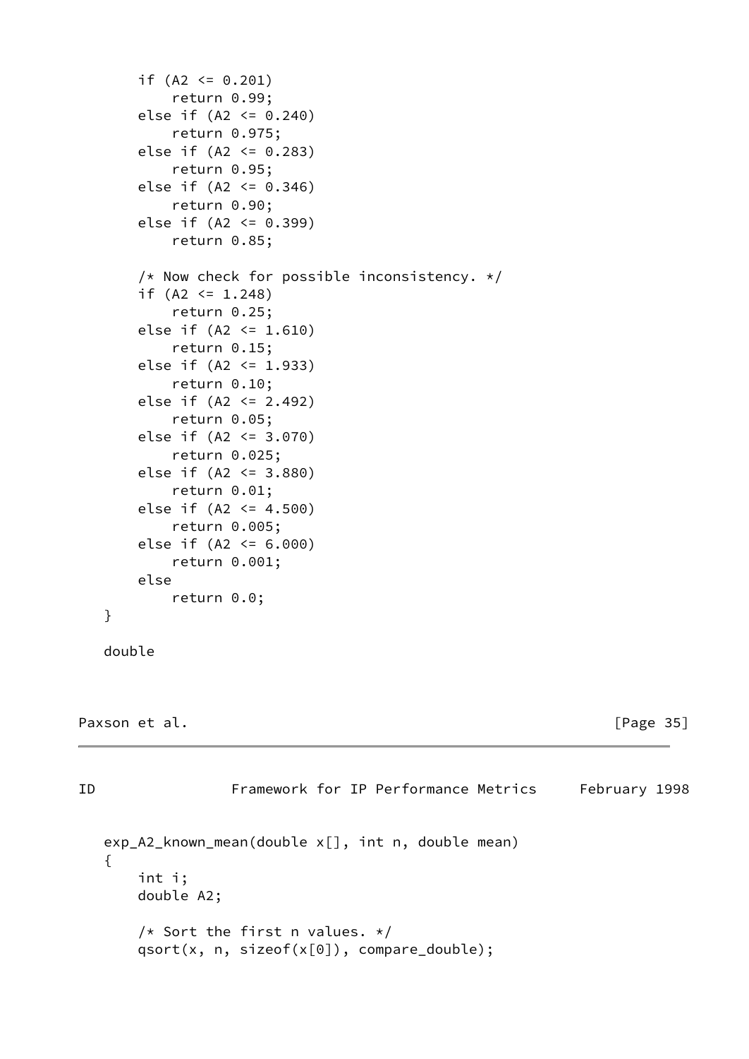```
        if (A2 <= 0.201)
            return 0.99;
        else if (A2 <= 0.240)
            return 0.975;
        else if (A2 <= 0.283)
            return 0.95;
        else if (A2 <= 0.346)
            return 0.90;
        else if (A2 <= 0.399)
            return 0.85;

        /* Now check for possible inconsistency. */
        if (A2 <= 1.248)
            return 0.25;
        else if (A2 <= 1.610)
            return 0.15;
        else if (A2 <= 1.933)
            return 0.10;
        else if (A2 <= 2.492)
            return 0.05;
        else if (A2 <= 3.070)
            return 0.025;
        else if (A2 <= 3.880)
            return 0.01;
        else if (A2 <= 4.500)
            return 0.005;
        else if (A2 <= 6.000)
            return 0.001;
        else
            return 0.0;
    }

    double
```

```
    exp_A2_known_mean(double x[], int n, double mean)
    {
        int i;
        double A2;

        /* Sort the first n values. */
        qsort(x, n, sizeof(x[0]), compare_double);
```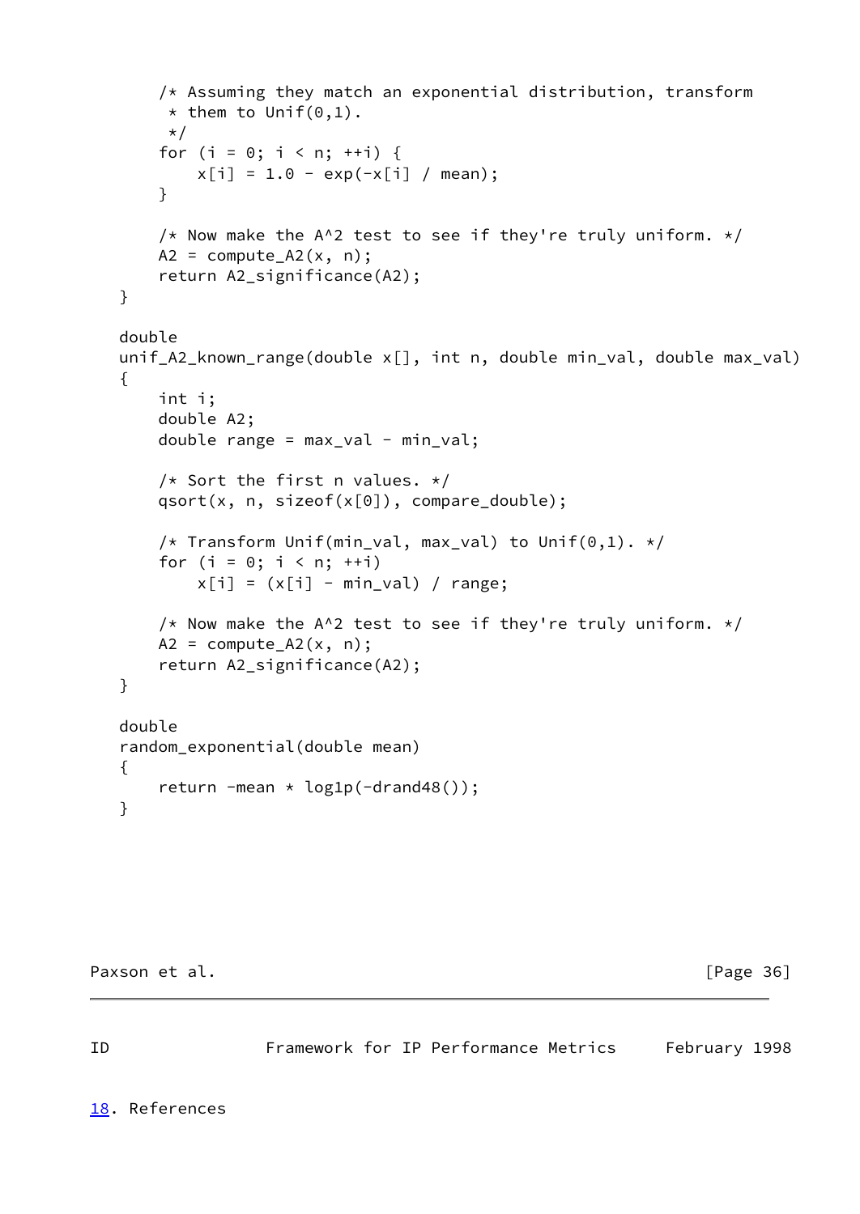```
        /* Assuming they match an exponential distribution, transform
         * them to Unif(0,1).
         */
        for (i = 0; i < n; ++i) {
            x[i] = 1.0 - exp(-x[i] / mean);
        }

        /* Now make the A^2 test to see if they're truly uniform. */
        A2 = compute_A2(x, n);
        return A2_significance(A2);
    }

    double
    unif_A2_known_range(double x[], int n, double min_val, double max_val)
    {
        int i;
        double A2;
        double range = max_val - min_val;

        /* Sort the first n values. */
        qsort(x, n, sizeof(x[0]), compare_double);

        /* Transform Unif(min_val, max_val) to Unif(0,1). */
        for (i = 0; i < n; ++i)
            x[i] = (x[i] - min_val) / range;

        /* Now make the A^2 test to see if they're truly uniform. */
        A2 = compute_A2(x, n);
        return A2_significance(A2);
    }

    double
    random_exponential(double mean)
    {
        return -mean * log1p(-drand48());
    }
```

## 18. References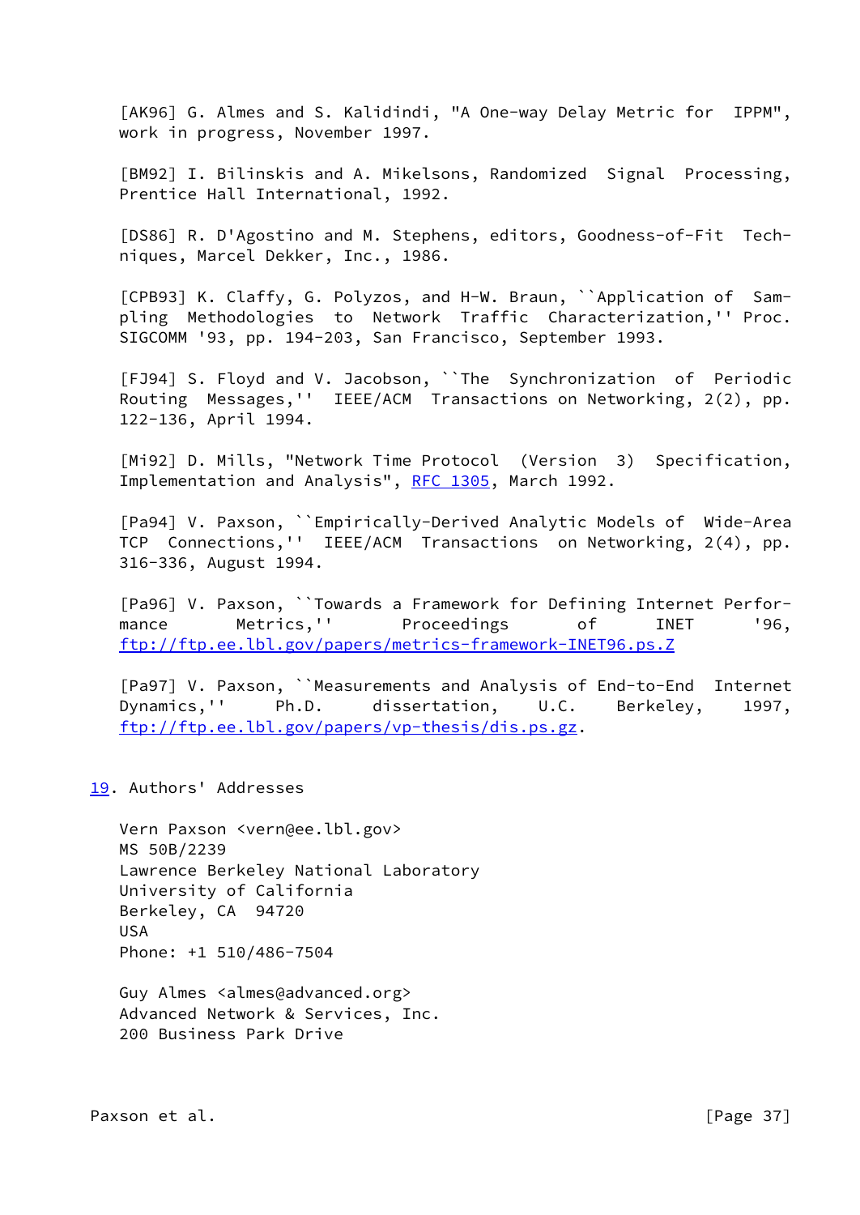[AK96] G. Almes and S. Kalidindi, "A One-way Delay Metric for IPPM", work in progress, November 1997.

[BM92] I. Bilinskis and A. Mikelsons, Randomized Signal Processing, Prentice Hall International, 1992.

[DS86] R. D'Agostino and M. Stephens, editors, Goodness-of-Fit Techniques, Marcel Dekker, Inc., 1986.

[CPB93] K. Claffy, G. Polyzos, and H-W. Braun, ``Application of Sampling Methodologies to Network Traffic Characterization,'' Proc. SIGCOMM '93, pp. 194-203, San Francisco, September 1993.

[FJ94] S. Floyd and V. Jacobson, ``The Synchronization of Periodic Routing Messages,'' IEEE/ACM Transactions on Networking, 2(2), pp. 122-136, April 1994.

[Mi92] D. Mills, "Network Time Protocol (Version 3) Specification, Implementation and Analysis", RFC 1305, March 1992.

[Pa94] V. Paxson, ``Empirically-Derived Analytic Models of Wide-Area TCP Connections,'' IEEE/ACM Transactions on Networking, 2(4), pp. 316-336, August 1994.

[Pa96] V. Paxson, ``Towards a Framework for Defining Internet Performance Metrics,'' Proceedings of INET '96, ftp://ftp.ee.lbl.gov/papers/metrics-framework-INET96.ps.Z

[Pa97] V. Paxson, ``Measurements and Analysis of End-to-End Internet Dynamics,'' Ph.D. dissertation, U.C. Berkeley, 1997, ftp://ftp.ee.lbl.gov/papers/vp-thesis/dis.ps.gz.

## 19. Authors' Addresses

Vern Paxson <vern@ee.lbl.gov>
MS 50B/2239
Lawrence Berkeley National Laboratory
University of California
Berkeley, CA 94720
USA
Phone: +1 510/486-7504

Guy Almes <almes@advanced.org>
Advanced Network & Services, Inc.
200 Business Park Drive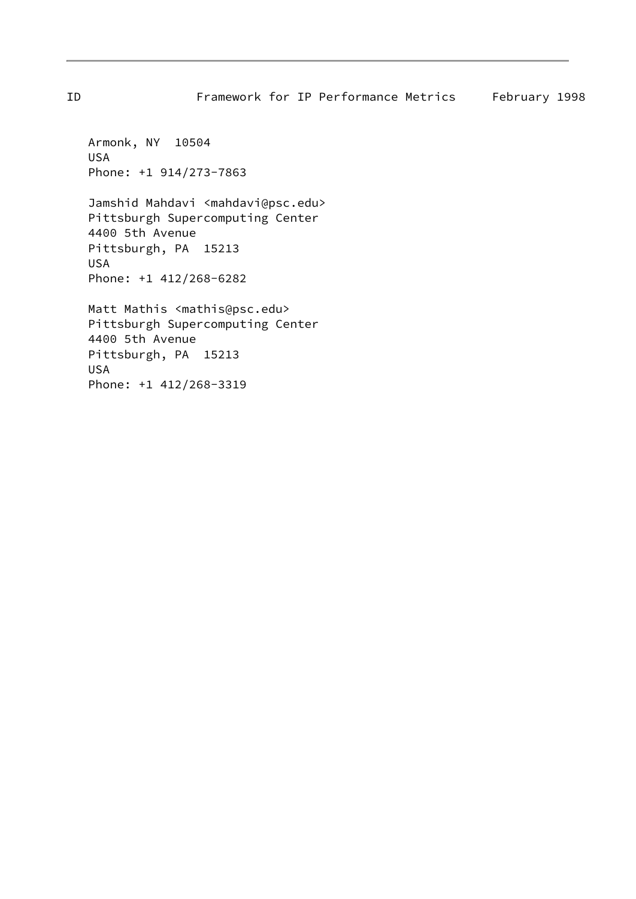Armonk, NY  10504
USA
Phone: +1 914/273-7863

Jamshid Mahdavi <mahdavi@psc.edu>
Pittsburgh Supercomputing Center
4400 5th Avenue
Pittsburgh, PA  15213
USA
Phone: +1 412/268-6282

Matt Mathis <mathis@psc.edu>
Pittsburgh Supercomputing Center
4400 5th Avenue
Pittsburgh, PA  15213
USA
Phone: +1 412/268-3319